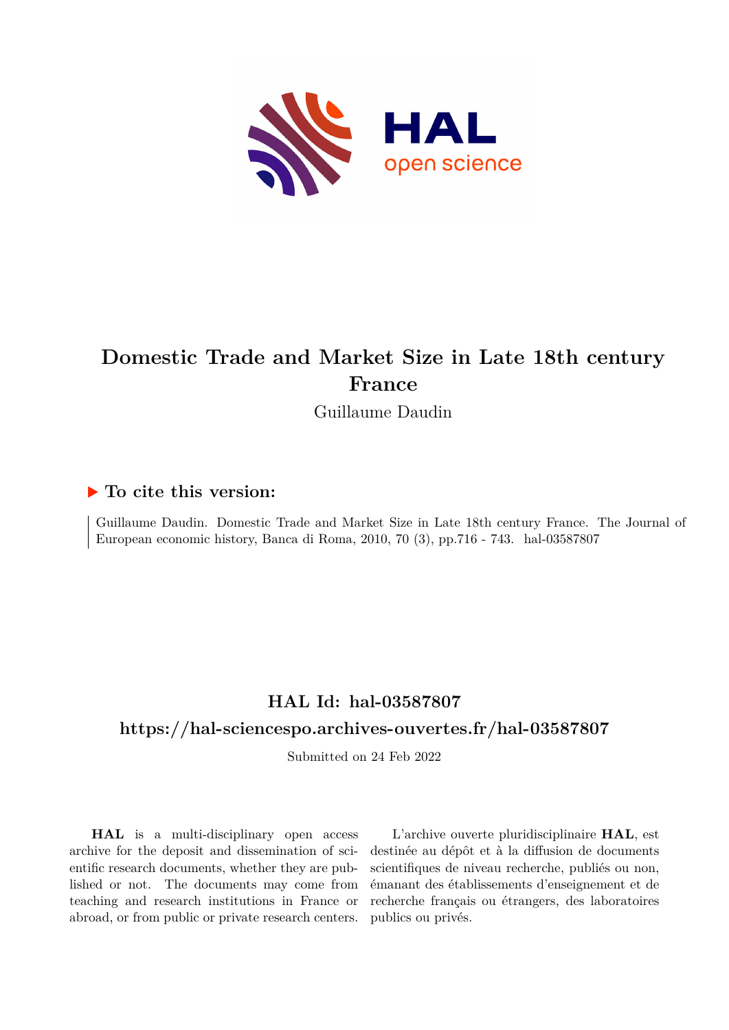# Domestic Trade and Market Size in Late 18th century France

Guillaume Daudin

## ▶ To cite this version:

Guillaume Daudin. Domestic Trade and Market Size in Late 18th century France. The Journal of European economic history, Banca di Roma, 2010, 70 (3), pp.716 - 743. hal-03587807

## HAL Id: hal-03587807

## https://hal-sciencespo.archives-ouvertes.fr/hal-03587807

Submitted on 24 Feb 2022

**HAL** is a multi-disciplinary open access archive for the deposit and dissemination of scientific research documents, whether they are published or not. The documents may come from teaching and research institutions in France or abroad, or from public or private research centers.

L'archive ouverte pluridisciplinaire **HAL**, est destinée au dépôt et à la diffusion de documents scientifiques de niveau recherche, publiés ou non, émanant des établissements d'enseignement et de recherche français ou étrangers, des laboratoires publics ou privés.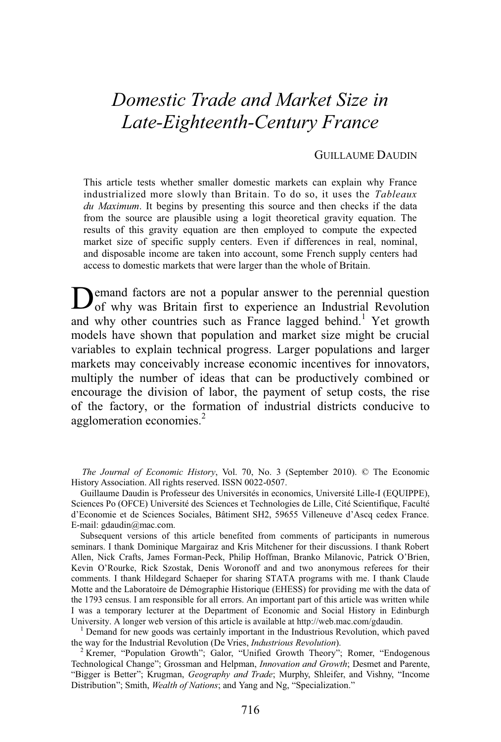# *Domestic Trade and Market Size in Late-Eighteenth-Century France*

GUILLAUME DAUDIN

This article tests whether smaller domestic markets can explain why France industrialized more slowly than Britain. To do so, it uses the *Tableaux du Maximum*. It begins by presenting this source and then checks if the data from the source are plausible using a logit theoretical gravity equation. The results of this gravity equation are then employed to compute the expected market size of specific supply centers. Even if differences in real, nominal, and disposable income are taken into account, some French supply centers had access to domestic markets that were larger than the whole of Britain.

Demand factors are not a popular answer to the perennial question of why was Britain first to experience an Industrial Revolution and why other countries such as France lagged behind.[1] Yet growth models have shown that population and market size might be crucial variables to explain technical progress. Larger populations and larger markets may conceivably increase economic incentives for innovators, multiply the number of ideas that can be productively combined or encourage the division of labor, the payment of setup costs, the rise of the factory, or the formation of industrial districts conducive to agglomeration economies.[2]

---

*The Journal of Economic History*, Vol. 70, No. 3 (September 2010). © The Economic History Association. All rights reserved. ISSN 0022-0507.

Guillaume Daudin is Professeur des Universités in economics, Université Lille-I (EQUIPPE), Sciences Po (OFCE) Université des Sciences et Technologies de Lille, Cité Scientifique, Faculté d'Economie et de Sciences Sociales, Bâtiment SH2, 59655 Villeneuve d'Ascq cedex France. E-mail: gdaudin@mac.com.

Subsequent versions of this article benefited from comments of participants in numerous seminars. I thank Dominique Margairaz and Kris Mitchener for their discussions. I thank Robert Allen, Nick Crafts, James Forman-Peck, Philip Hoffman, Branko Milanovic, Patrick O'Brien, Kevin O'Rourke, Rick Szostak, Denis Woronoff and and two anonymous referees for their comments. I thank Hildegard Schaeper for sharing STATA programs with me. I thank Claude Motte and the Laboratoire de Démographie Historique (EHESS) for providing me with the data of the 1793 census. I am responsible for all errors. An important part of this article was written while I was a temporary lecturer at the Department of Economic and Social History in Edinburgh University. A longer web version of this article is available at http://web.mac.com/gdaudin.

[1] Demand for new goods was certainly important in the Industrious Revolution, which paved the way for the Industrial Revolution (De Vries, *Industrious Revolution*).

[2] Kremer, "Population Growth"; Galor, "Unified Growth Theory"; Romer, "Endogenous Technological Change"; Grossman and Helpman, *Innovation and Growth*; Desmet and Parente, "Bigger is Better"; Krugman, *Geography and Trade*; Murphy, Shleifer, and Vishny, "Income Distribution"; Smith, *Wealth of Nations*; and Yang and Ng, "Specialization."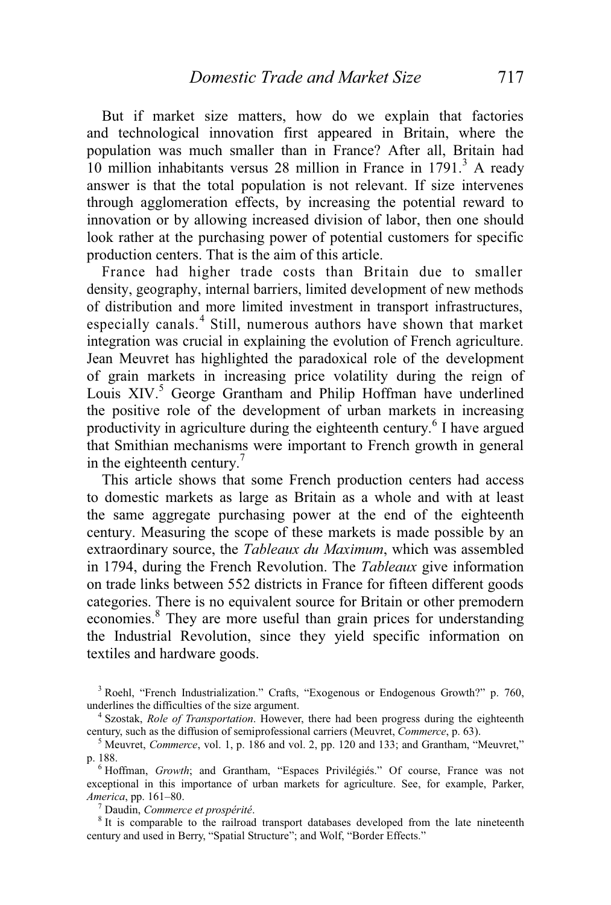But if market size matters, how do we explain that factories and technological innovation first appeared in Britain, where the population was much smaller than in France? After all, Britain had 10 million inhabitants versus 28 million in France in 1791.[3] A ready answer is that the total population is not relevant. If size intervenes through agglomeration effects, by increasing the potential reward to innovation or by allowing increased division of labor, then one should look rather at the purchasing power of potential customers for specific production centers. That is the aim of this article.

France had higher trade costs than Britain due to smaller density, geography, internal barriers, limited development of new methods of distribution and more limited investment in transport infrastructures, especially canals.[4] Still, numerous authors have shown that market integration was crucial in explaining the evolution of French agriculture. Jean Meuvret has highlighted the paradoxical role of the development of grain markets in increasing price volatility during the reign of Louis XIV.[5] George Grantham and Philip Hoffman have underlined the positive role of the development of urban markets in increasing productivity in agriculture during the eighteenth century.[6] I have argued that Smithian mechanisms were important to French growth in general in the eighteenth century.[7]

This article shows that some French production centers had access to domestic markets as large as Britain as a whole and with at least the same aggregate purchasing power at the end of the eighteenth century. Measuring the scope of these markets is made possible by an extraordinary source, the *Tableaux du Maximum*, which was assembled in 1794, during the French Revolution. The *Tableaux* give information on trade links between 552 districts in France for fifteen different goods categories. There is no equivalent source for Britain or other premodern economies.[8] They are more useful than grain prices for understanding the Industrial Revolution, since they yield specific information on textiles and hardware goods.

[3] Roehl, "French Industrialization." Crafts, "Exogenous or Endogenous Growth?" p. 760, underlines the difficulties of the size argument.

[4] Szostak, *Role of Transportation*. However, there had been progress during the eighteenth century, such as the diffusion of semiprofessional carriers (Meuvret, *Commerce*, p. 63).

[5] Meuvret, *Commerce*, vol. 1, p. 186 and vol. 2, pp. 120 and 133; and Grantham, "Meuvret," p. 188.

[6] Hoffman, *Growth*; and Grantham, "Espaces Privilégiés." Of course, France was not exceptional in this importance of urban markets for agriculture. See, for example, Parker, *America*, pp. 161–80.

[7] Daudin, *Commerce et prospérité*.

[8] It is comparable to the railroad transport databases developed from the late nineteenth century and used in Berry, "Spatial Structure"; and Wolf, "Border Effects."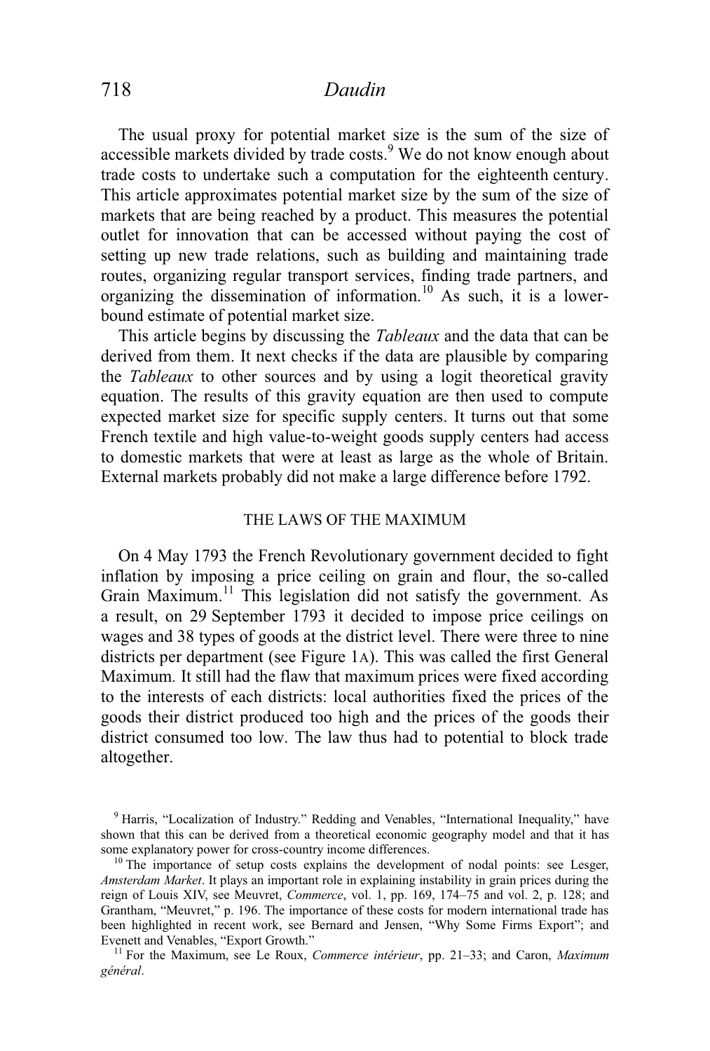The usual proxy for potential market size is the sum of the size of accessible markets divided by trade costs.[9] We do not know enough about trade costs to undertake such a computation for the eighteenth century. This article approximates potential market size by the sum of the size of markets that are being reached by a product. This measures the potential outlet for innovation that can be accessed without paying the cost of setting up new trade relations, such as building and maintaining trade routes, organizing regular transport services, finding trade partners, and organizing the dissemination of information.[10] As such, it is a lower-bound estimate of potential market size.

This article begins by discussing the *Tableaux* and the data that can be derived from them. It next checks if the data are plausible by comparing the *Tableaux* to other sources and by using a logit theoretical gravity equation. The results of this gravity equation are then used to compute expected market size for specific supply centers. It turns out that some French textile and high value-to-weight goods supply centers had access to domestic markets that were at least as large as the whole of Britain. External markets probably did not make a large difference before 1792.

## THE LAWS OF THE MAXIMUM

On 4 May 1793 the French Revolutionary government decided to fight inflation by imposing a price ceiling on grain and flour, the so-called Grain Maximum.[11] This legislation did not satisfy the government. As a result, on 29 September 1793 it decided to impose price ceilings on wages and 38 types of goods at the district level. There were three to nine districts per department (see Figure 1A). This was called the first General Maximum. It still had the flaw that maximum prices were fixed according to the interests of each districts: local authorities fixed the prices of the goods their district produced too high and the prices of the goods their district consumed too low. The law thus had to potential to block trade altogether.

---

[9] Harris, "Localization of Industry." Redding and Venables, "International Inequality," have shown that this can be derived from a theoretical economic geography model and that it has some explanatory power for cross-country income differences.

[10] The importance of setup costs explains the development of nodal points: see Lesger, *Amsterdam Market*. It plays an important role in explaining instability in grain prices during the reign of Louis XIV, see Meuvret, *Commerce*, vol. 1, pp. 169, 174–75 and vol. 2, p. 128; and Grantham, "Meuvret," p. 196. The importance of these costs for modern international trade has been highlighted in recent work, see Bernard and Jensen, "Why Some Firms Export"; and Evenett and Venables, "Export Growth."

[11] For the Maximum, see Le Roux, *Commerce intérieur*, pp. 21–33; and Caron, *Maximum général*.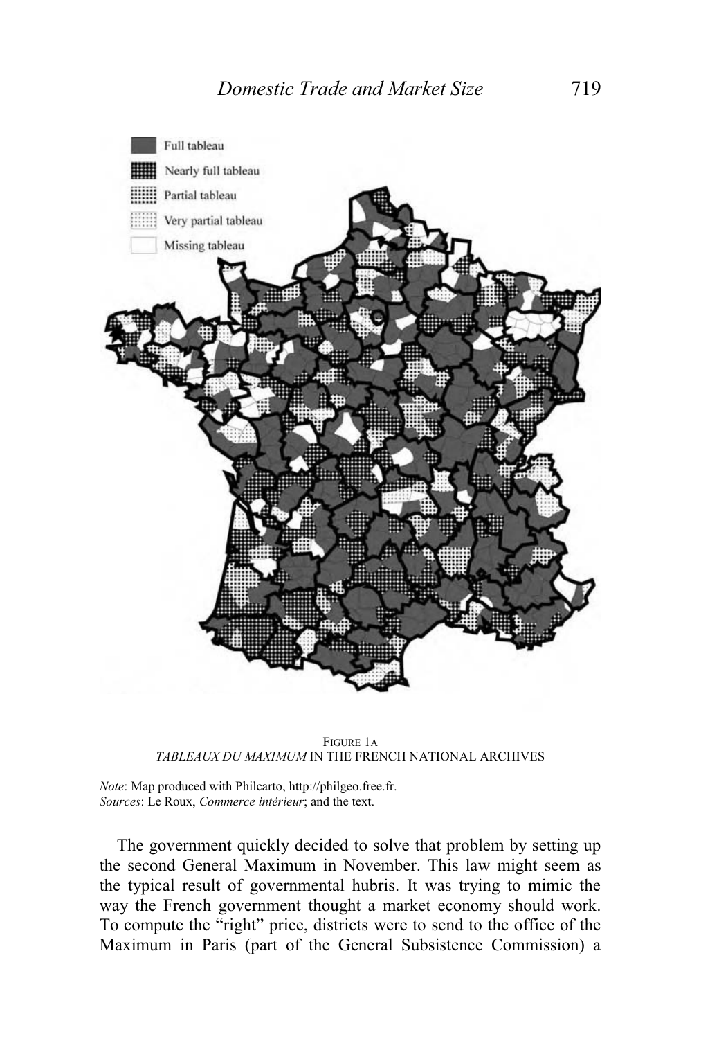FIGURE 1A
*TABLEAUX DU MAXIMUM* IN THE FRENCH NATIONAL ARCHIVES

*Note*: Map produced with Philcarto, http://philgeo.free.fr.
*Sources*: Le Roux, *Commerce intérieur*; and the text.

The government quickly decided to solve that problem by setting up the second General Maximum in November. This law might seem as the typical result of governmental hubris. It was trying to mimic the way the French government thought a market economy should work. To compute the "right" price, districts were to send to the office of the Maximum in Paris (part of the General Subsistence Commission) a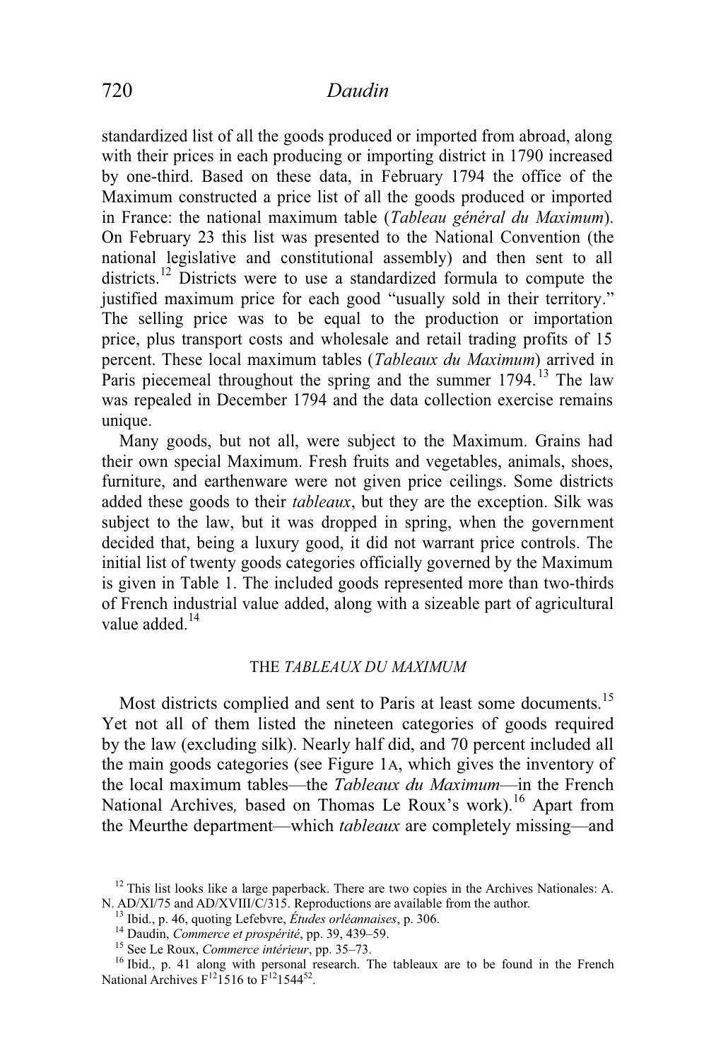standardized list of all the goods produced or imported from abroad, along with their prices in each producing or importing district in 1790 increased by one-third. Based on these data, in February 1794 the office of the Maximum constructed a price list of all the goods produced or imported in France: the national maximum table (*Tableau général du Maximum*). On February 23 this list was presented to the National Convention (the national legislative and constitutional assembly) and then sent to all districts.[12] Districts were to use a standardized formula to compute the justified maximum price for each good "usually sold in their territory." The selling price was to be equal to the production or importation price, plus transport costs and wholesale and retail trading profits of 15 percent. These local maximum tables (*Tableaux du Maximum*) arrived in Paris piecemeal throughout the spring and the summer 1794.[13] The law was repealed in December 1794 and the data collection exercise remains unique.

Many goods, but not all, were subject to the Maximum. Grains had their own special Maximum. Fresh fruits and vegetables, animals, shoes, furniture, and earthenware were not given price ceilings. Some districts added these goods to their *tableaux*, but they are the exception. Silk was subject to the law, but it was dropped in spring, when the government decided that, being a luxury good, it did not warrant price controls. The initial list of twenty goods categories officially governed by the Maximum is given in Table 1. The included goods represented more than two-thirds of French industrial value added, along with a sizeable part of agricultural value added.[14]

## THE *TABLEAUX DU MAXIMUM*

Most districts complied and sent to Paris at least some documents.[15] Yet not all of them listed the nineteen categories of goods required by the law (excluding silk). Nearly half did, and 70 percent included all the main goods categories (see Figure 1A, which gives the inventory of the local maximum tables—the *Tableaux du Maximum*—in the French National Archives*,* based on Thomas Le Roux's work).[16] Apart from the Meurthe department—which *tableaux* are completely missing—and

---

[12] This list looks like a large paperback. There are two copies in the Archives Nationales: A. N. AD/XI/75 and AD/XVIII/C/315. Reproductions are available from the author.

[13] Ibid., p. 46, quoting Lefebvre, *Études orléannaises*, p. 306.

[14] Daudin, *Commerce et prospérité*, pp. 39, 439–59.

[15] See Le Roux, *Commerce intérieur*, pp. 35–73.

[16] Ibid., p. 41 along with personal research. The tableaux are to be found in the French National Archives $F^{12}1516$ to $F^{12}1544^{52}$.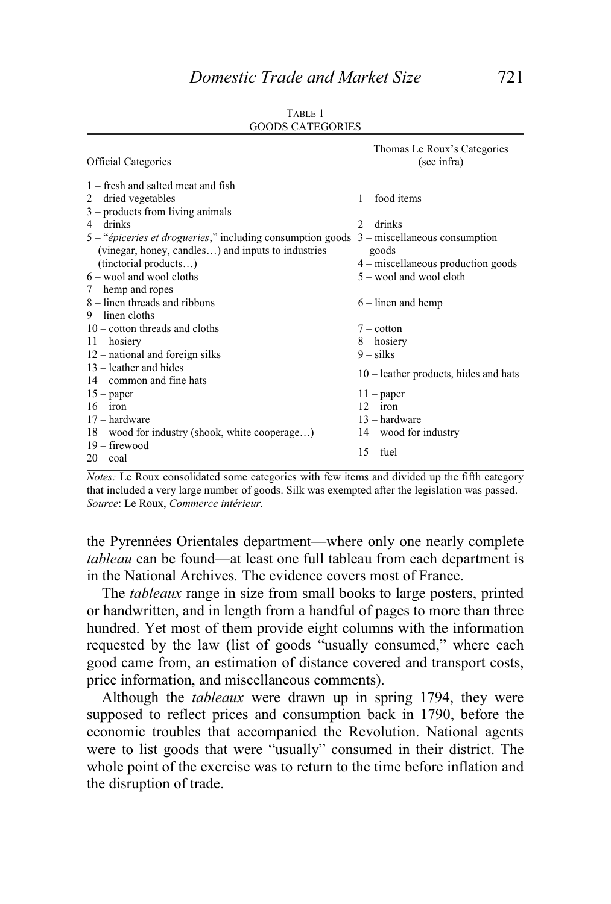TABLE 1
GOODS CATEGORIES

| Official Categories | Thomas Le Roux's Categories (see infra) |
|---|---|
| 1 – fresh and salted meat and fish | |
| 2 – dried vegetables | 1 – food items |
| 3 – products from living animals | |
| 4 – drinks | 2 – drinks |
| 5 – "*épiceries et drogueries*," including consumption goods (vinegar, honey, candles…) and inputs to industries (tinctorial products…) | 3 – miscellaneous consumption goods<br>4 – miscellaneous production goods |
| 6 – wool and wool cloths | 5 – wool and wool cloth |
| 7 – hemp and ropes | |
| 8 – linen threads and ribbons | 6 – linen and hemp |
| 9 – linen cloths | |
| 10 – cotton threads and cloths | 7 – cotton |
| 11 – hosiery | 8 – hosiery |
| 12 – national and foreign silks | 9 – silks |
| 13 – leather and hides | 10 – leather products, hides and hats |
| 14 – common and fine hats | |
| 15 – paper | 11 – paper |
| 16 – iron | 12 – iron |
| 17 – hardware | 13 – hardware |
| 18 – wood for industry (shook, white cooperage…) | 14 – wood for industry |
| 19 – firewood | 15 – fuel |
| 20 – coal | |

*Notes:* Le Roux consolidated some categories with few items and divided up the fifth category that included a very large number of goods. Silk was exempted after the legislation was passed.
*Source*: Le Roux, *Commerce intérieur.*

the Pyrennées Orientales department—where only one nearly complete *tableau* can be found—at least one full tableau from each department is in the National Archives. The evidence covers most of France.

The *tableaux* range in size from small books to large posters, printed or handwritten, and in length from a handful of pages to more than three hundred. Yet most of them provide eight columns with the information requested by the law (list of goods "usually consumed," where each good came from, an estimation of distance covered and transport costs, price information, and miscellaneous comments).

Although the *tableaux* were drawn up in spring 1794, they were supposed to reflect prices and consumption back in 1790, before the economic troubles that accompanied the Revolution. National agents were to list goods that were "usually" consumed in their district. The whole point of the exercise was to return to the time before inflation and the disruption of trade.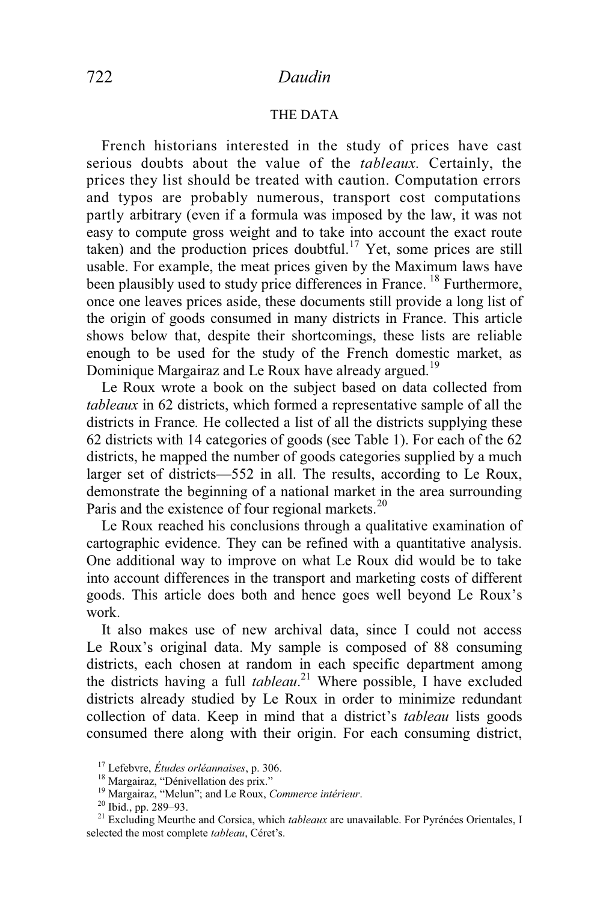## THE DATA

French historians interested in the study of prices have cast serious doubts about the value of the *tableaux.* Certainly, the prices they list should be treated with caution. Computation errors and typos are probably numerous, transport cost computations partly arbitrary (even if a formula was imposed by the law, it was not easy to compute gross weight and to take into account the exact route taken) and the production prices doubtful.[17] Yet, some prices are still usable. For example, the meat prices given by the Maximum laws have been plausibly used to study price differences in France. [18] Furthermore, once one leaves prices aside, these documents still provide a long list of the origin of goods consumed in many districts in France. This article shows below that, despite their shortcomings, these lists are reliable enough to be used for the study of the French domestic market, as Dominique Margairaz and Le Roux have already argued.[19]

Le Roux wrote a book on the subject based on data collected from *tableaux* in 62 districts, which formed a representative sample of all the districts in France*.* He collected a list of all the districts supplying these 62 districts with 14 categories of goods (see Table 1). For each of the 62 districts, he mapped the number of goods categories supplied by a much larger set of districts—552 in all. The results, according to Le Roux, demonstrate the beginning of a national market in the area surrounding Paris and the existence of four regional markets.[20]

Le Roux reached his conclusions through a qualitative examination of cartographic evidence. They can be refined with a quantitative analysis. One additional way to improve on what Le Roux did would be to take into account differences in the transport and marketing costs of different goods. This article does both and hence goes well beyond Le Roux's work.

It also makes use of new archival data, since I could not access Le Roux's original data. My sample is composed of 88 consuming districts, each chosen at random in each specific department among the districts having a full *tableau*.[21] Where possible, I have excluded districts already studied by Le Roux in order to minimize redundant collection of data. Keep in mind that a district's *tableau* lists goods consumed there along with their origin. For each consuming district,

---

[17] Lefebvre, *Études orléannaises*, p. 306.

[18] Margairaz, "Dénivellation des prix."

[19] Margairaz, "Melun"; and Le Roux, *Commerce intérieur*.

[20] Ibid., pp. 289–93.

[21] Excluding Meurthe and Corsica, which *tableaux* are unavailable. For Pyrénées Orientales, I selected the most complete *tableau*, Céret's.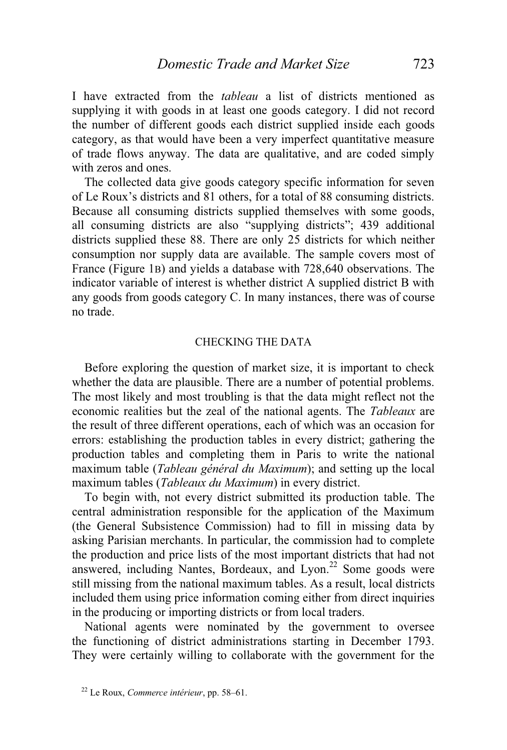I have extracted from the *tableau* a list of districts mentioned as supplying it with goods in at least one goods category. I did not record the number of different goods each district supplied inside each goods category, as that would have been a very imperfect quantitative measure of trade flows anyway. The data are qualitative, and are coded simply with zeros and ones.

The collected data give goods category specific information for seven of Le Roux's districts and 81 others, for a total of 88 consuming districts. Because all consuming districts supplied themselves with some goods, all consuming districts are also "supplying districts"; 439 additional districts supplied these 88. There are only 25 districts for which neither consumption nor supply data are available. The sample covers most of France (Figure 1B) and yields a database with 728,640 observations. The indicator variable of interest is whether district A supplied district B with any goods from goods category C. In many instances, there was of course no trade.

## CHECKING THE DATA

Before exploring the question of market size, it is important to check whether the data are plausible. There are a number of potential problems. The most likely and most troubling is that the data might reflect not the economic realities but the zeal of the national agents. The *Tableaux* are the result of three different operations, each of which was an occasion for errors: establishing the production tables in every district; gathering the production tables and completing them in Paris to write the national maximum table (*Tableau général du Maximum*); and setting up the local maximum tables (*Tableaux du Maximum*) in every district.

To begin with, not every district submitted its production table. The central administration responsible for the application of the Maximum (the General Subsistence Commission) had to fill in missing data by asking Parisian merchants. In particular, the commission had to complete the production and price lists of the most important districts that had not answered, including Nantes, Bordeaux, and Lyon.[22] Some goods were still missing from the national maximum tables. As a result, local districts included them using price information coming either from direct inquiries in the producing or importing districts or from local traders.

National agents were nominated by the government to oversee the functioning of district administrations starting in December 1793. They were certainly willing to collaborate with the government for the

[22] Le Roux, *Commerce intérieur*, pp. 58–61.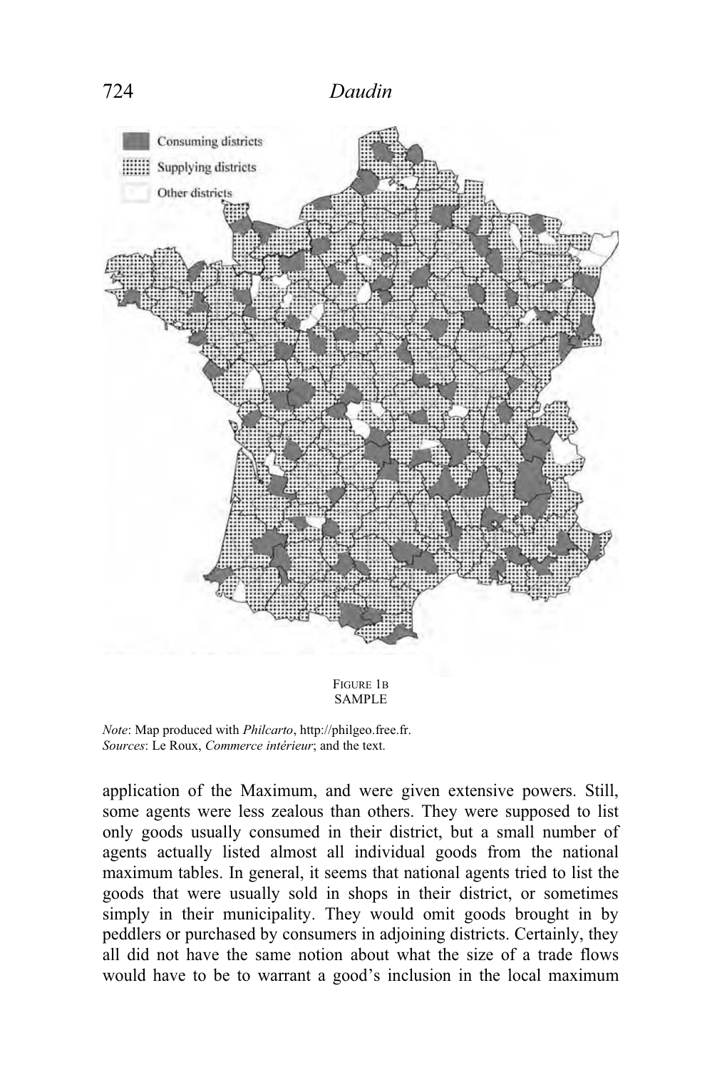FIGURE 1B
SAMPLE

*Note*: Map produced with *Philcarto*, http://philgeo.free.fr.
*Sources*: Le Roux, *Commerce intérieur*; and the text.

application of the Maximum, and were given extensive powers. Still, some agents were less zealous than others. They were supposed to list only goods usually consumed in their district, but a small number of agents actually listed almost all individual goods from the national maximum tables. In general, it seems that national agents tried to list the goods that were usually sold in shops in their district, or sometimes simply in their municipality. They would omit goods brought in by peddlers or purchased by consumers in adjoining districts. Certainly, they all did not have the same notion about what the size of a trade flows would have to be to warrant a good's inclusion in the local maximum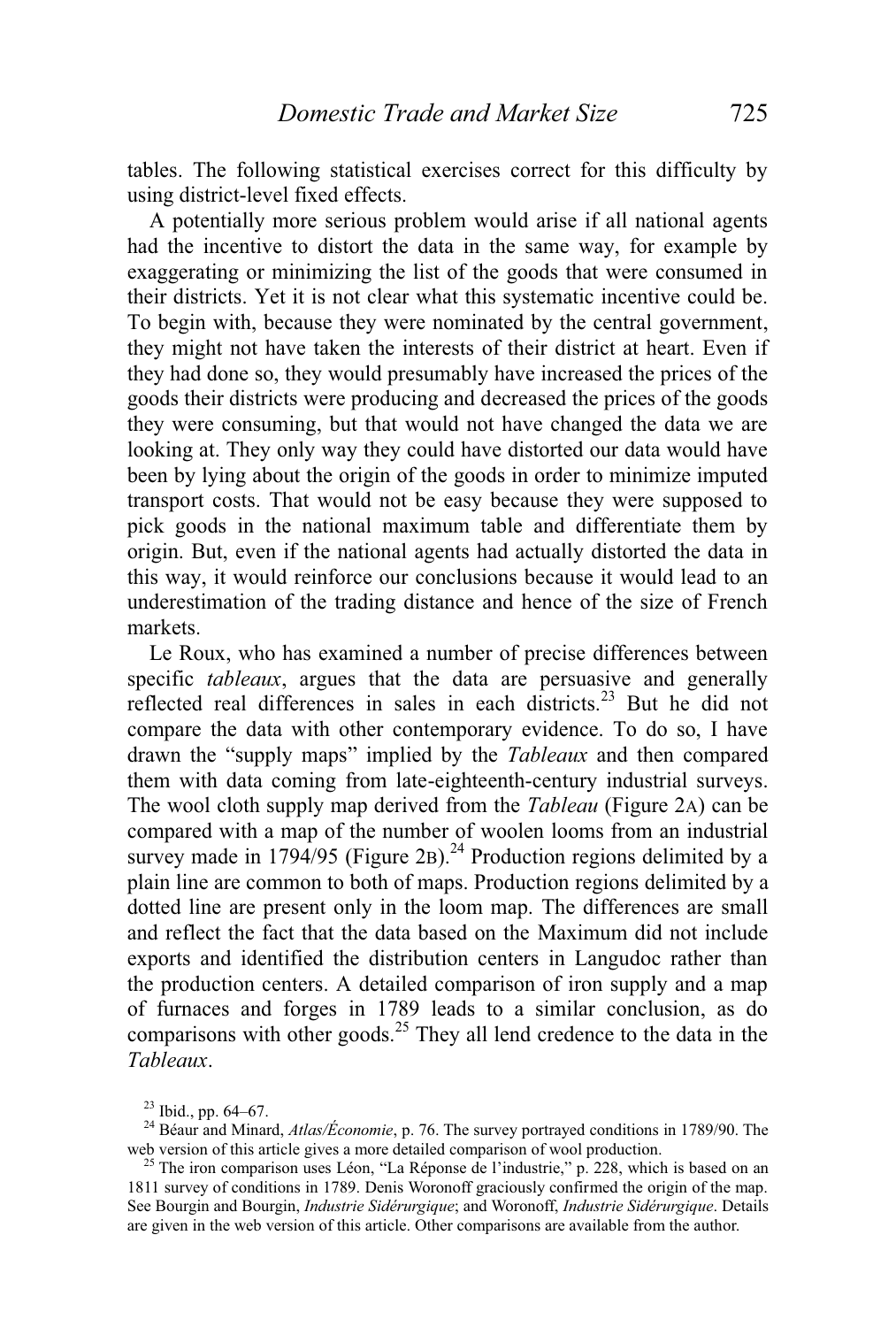tables. The following statistical exercises correct for this difficulty by using district-level fixed effects.

A potentially more serious problem would arise if all national agents had the incentive to distort the data in the same way, for example by exaggerating or minimizing the list of the goods that were consumed in their districts. Yet it is not clear what this systematic incentive could be. To begin with, because they were nominated by the central government, they might not have taken the interests of their district at heart. Even if they had done so, they would presumably have increased the prices of the goods their districts were producing and decreased the prices of the goods they were consuming, but that would not have changed the data we are looking at. They only way they could have distorted our data would have been by lying about the origin of the goods in order to minimize imputed transport costs. That would not be easy because they were supposed to pick goods in the national maximum table and differentiate them by origin. But, even if the national agents had actually distorted the data in this way, it would reinforce our conclusions because it would lead to an underestimation of the trading distance and hence of the size of French markets.

Le Roux, who has examined a number of precise differences between specific *tableaux*, argues that the data are persuasive and generally reflected real differences in sales in each districts.[23] But he did not compare the data with other contemporary evidence. To do so, I have drawn the "supply maps" implied by the *Tableaux* and then compared them with data coming from late-eighteenth-century industrial surveys. The wool cloth supply map derived from the *Tableau* (Figure 2A) can be compared with a map of the number of woolen looms from an industrial survey made in 1794/95 (Figure 2B).[24] Production regions delimited by a plain line are common to both of maps. Production regions delimited by a dotted line are present only in the loom map. The differences are small and reflect the fact that the data based on the Maximum did not include exports and identified the distribution centers in Languedoc rather than the production centers. A detailed comparison of iron supply and a map of furnaces and forges in 1789 leads to a similar conclusion, as do comparisons with other goods.[25] They all lend credence to the data in the *Tableaux*.

[23] Ibid., pp. 64–67.

[24] Béaur and Minard, *Atlas/Économie*, p. 76. The survey portrayed conditions in 1789/90. The web version of this article gives a more detailed comparison of wool production.

[25] The iron comparison uses Léon, "La Réponse de l'industrie," p. 228, which is based on an 1811 survey of conditions in 1789. Denis Woronoff graciously confirmed the origin of the map. See Bourgin and Bourgin, *Industrie Sidérurgique*; and Woronoff, *Industrie Sidérurgique*. Details are given in the web version of this article. Other comparisons are available from the author.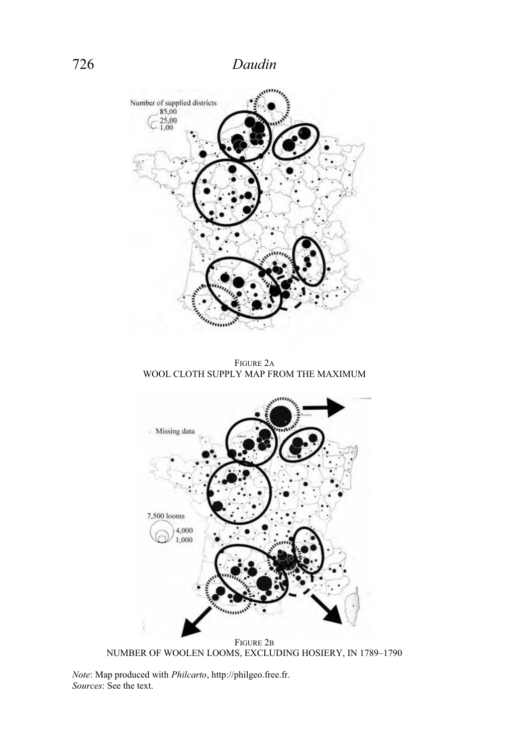FIGURE 2A
WOOL CLOTH SUPPLY MAP FROM THE MAXIMUM

FIGURE 2B
NUMBER OF WOOLEN LOOMS, EXCLUDING HOSIERY, IN 1789–1790

*Note*: Map produced with *Philcarto*, http://philgeo.free.fr.
*Sources*: See the text.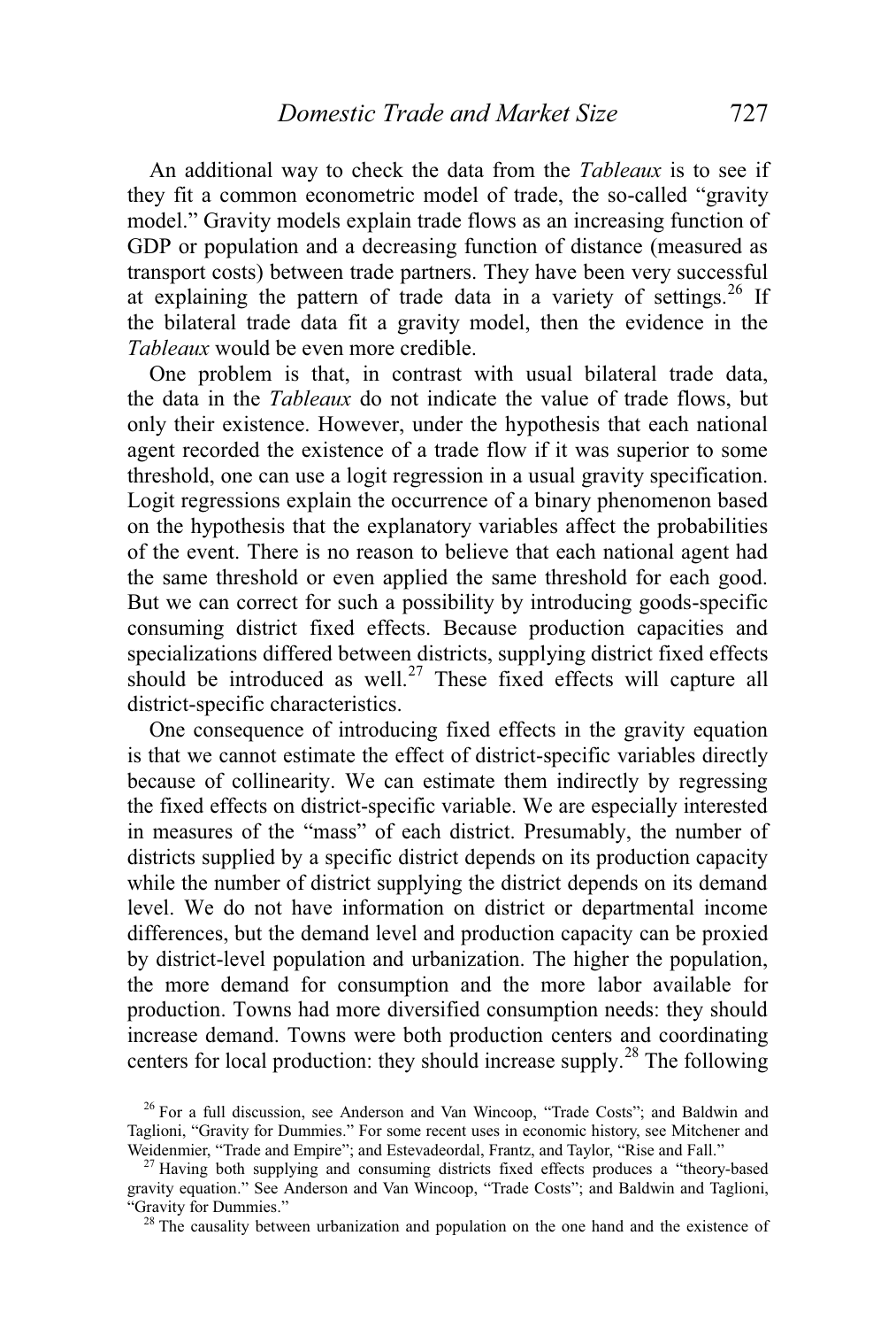An additional way to check the data from the *Tableaux* is to see if they fit a common econometric model of trade, the so-called "gravity model." Gravity models explain trade flows as an increasing function of GDP or population and a decreasing function of distance (measured as transport costs) between trade partners. They have been very successful at explaining the pattern of trade data in a variety of settings.[26] If the bilateral trade data fit a gravity model, then the evidence in the *Tableaux* would be even more credible.

One problem is that, in contrast with usual bilateral trade data, the data in the *Tableaux* do not indicate the value of trade flows, but only their existence. However, under the hypothesis that each national agent recorded the existence of a trade flow if it was superior to some threshold, one can use a logit regression in a usual gravity specification. Logit regressions explain the occurrence of a binary phenomenon based on the hypothesis that the explanatory variables affect the probabilities of the event. There is no reason to believe that each national agent had the same threshold or even applied the same threshold for each good. But we can correct for such a possibility by introducing goods-specific consuming district fixed effects. Because production capacities and specializations differed between districts, supplying district fixed effects should be introduced as well.[27] These fixed effects will capture all district-specific characteristics.

One consequence of introducing fixed effects in the gravity equation is that we cannot estimate the effect of district-specific variables directly because of collinearity. We can estimate them indirectly by regressing the fixed effects on district-specific variable. We are especially interested in measures of the "mass" of each district. Presumably, the number of districts supplied by a specific district depends on its production capacity while the number of district supplying the district depends on its demand level. We do not have information on district or departmental income differences, but the demand level and production capacity can be proxied by district-level population and urbanization. The higher the population, the more demand for consumption and the more labor available for production. Towns had more diversified consumption needs: they should increase demand. Towns were both production centers and coordinating centers for local production: they should increase supply.[28] The following

[26] For a full discussion, see Anderson and Van Wincoop, "Trade Costs"; and Baldwin and Taglioni, "Gravity for Dummies." For some recent uses in economic history, see Mitchener and Weidenmier, "Trade and Empire"; and Estevadeordal, Frantz, and Taylor, "Rise and Fall."

[27] Having both supplying and consuming districts fixed effects produces a "theory-based gravity equation." See Anderson and Van Wincoop, "Trade Costs"; and Baldwin and Taglioni, "Gravity for Dummies."

[28] The causality between urbanization and population on the one hand and the existence of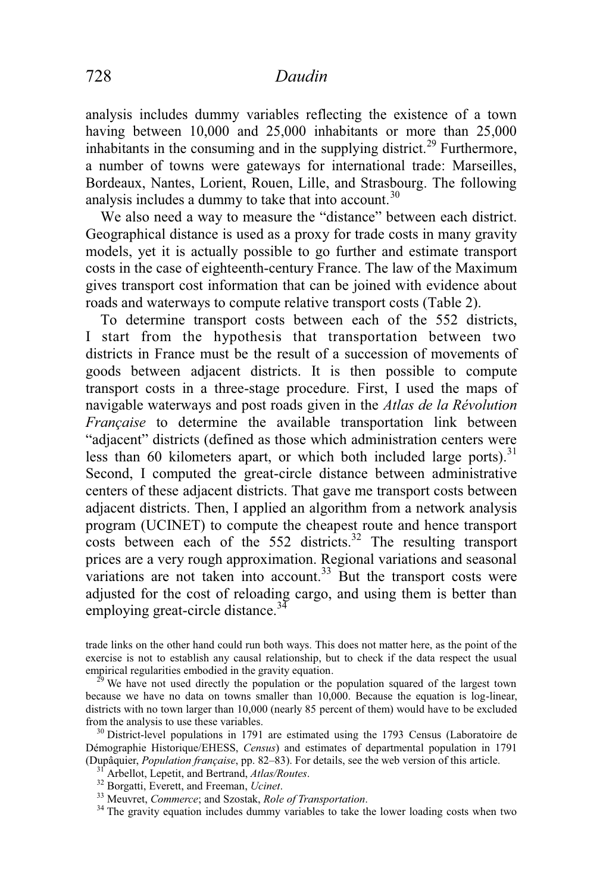analysis includes dummy variables reflecting the existence of a town having between 10,000 and 25,000 inhabitants or more than 25,000 inhabitants in the consuming and in the supplying district.[29] Furthermore, a number of towns were gateways for international trade: Marseilles, Bordeaux, Nantes, Lorient, Rouen, Lille, and Strasbourg. The following analysis includes a dummy to take that into account.[30]

We also need a way to measure the "distance" between each district. Geographical distance is used as a proxy for trade costs in many gravity models, yet it is actually possible to go further and estimate transport costs in the case of eighteenth-century France. The law of the Maximum gives transport cost information that can be joined with evidence about roads and waterways to compute relative transport costs (Table 2).

To determine transport costs between each of the 552 districts, I start from the hypothesis that transportation between two districts in France must be the result of a succession of movements of goods between adjacent districts. It is then possible to compute transport costs in a three-stage procedure. First, I used the maps of navigable waterways and post roads given in the *Atlas de la Révolution Française* to determine the available transportation link between "adjacent" districts (defined as those which administration centers were less than 60 kilometers apart, or which both included large ports).[31] Second, I computed the great-circle distance between administrative centers of these adjacent districts. That gave me transport costs between adjacent districts. Then, I applied an algorithm from a network analysis program (UCINET) to compute the cheapest route and hence transport costs between each of the 552 districts.[32] The resulting transport prices are a very rough approximation. Regional variations and seasonal variations are not taken into account.[33] But the transport costs were adjusted for the cost of reloading cargo, and using them is better than employing great-circle distance.[34]

trade links on the other hand could run both ways. This does not matter here, as the point of the exercise is not to establish any causal relationship, but to check if the data respect the usual empirical regularities embodied in the gravity equation.

[29] We have not used directly the population or the population squared of the largest town because we have no data on towns smaller than 10,000. Because the equation is log-linear, districts with no town larger than 10,000 (nearly 85 percent of them) would have to be excluded from the analysis to use these variables.

[30] District-level populations in 1791 are estimated using the 1793 Census (Laboratoire de Démographie Historique/EHESS, *Census*) and estimates of departmental population in 1791 (Dupâquier, *Population française*, pp. 82–83). For details, see the web version of this article.

[31] Arbellot, Lepetit, and Bertrand, *Atlas/Routes*.

[32] Borgatti, Everett, and Freeman, *Ucinet*.

[33] Meuvret, *Commerce*; and Szostak, *Role of Transportation*.

[34] The gravity equation includes dummy variables to take the lower loading costs when two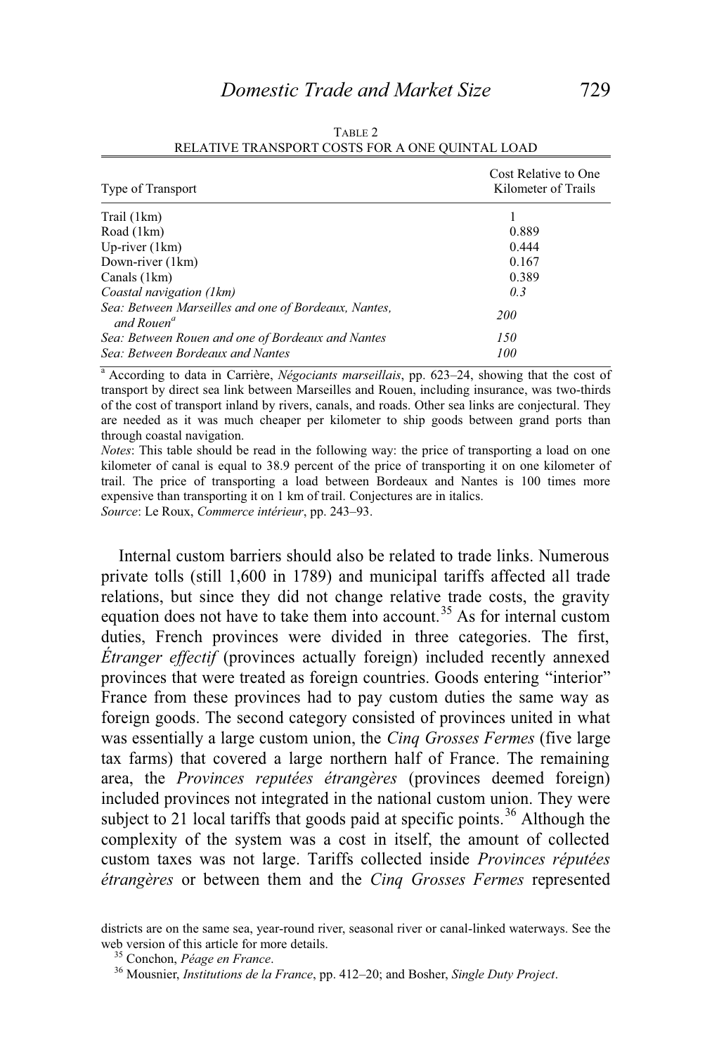TABLE 2
RELATIVE TRANSPORT COSTS FOR A ONE QUINTAL LOAD

| Type of Transport | Cost Relative to One Kilometer of Trails |
|---|---|
| Trail (1km) | 1 |
| Road (1km) | 0.889 |
| Up-river (1km) | 0.444 |
| Down-river (1km) | 0.167 |
| Canals (1km) | 0.389 |
| *Coastal navigation (1km)* | *0.3* |
| *Sea: Between Marseilles and one of Bordeaux, Nantes, and Rouen*[a] | *200* |
| *Sea: Between Rouen and one of Bordeaux and Nantes* | *150* |
| *Sea: Between Bordeaux and Nantes* | *100* |

[a] According to data in Carrière, *Négociants marseillais*, pp. 623–24, showing that the cost of transport by direct sea link between Marseilles and Rouen, including insurance, was two-thirds of the cost of transport inland by rivers, canals, and roads. Other sea links are conjectural. They are needed as it was much cheaper per kilometer to ship goods between grand ports than through coastal navigation.

*Notes*: This table should be read in the following way: the price of transporting a load on one kilometer of canal is equal to 38.9 percent of the price of transporting it on one kilometer of trail. The price of transporting a load between Bordeaux and Nantes is 100 times more expensive than transporting it on 1 km of trail. Conjectures are in italics.

*Source*: Le Roux, *Commerce intérieur*, pp. 243–93.

Internal custom barriers should also be related to trade links. Numerous private tolls (still 1,600 in 1789) and municipal tariffs affected all trade relations, but since they did not change relative trade costs, the gravity equation does not have to take them into account.[35] As for internal custom duties, French provinces were divided in three categories. The first, *Étranger effectif* (provinces actually foreign) included recently annexed provinces that were treated as foreign countries. Goods entering "interior" France from these provinces had to pay custom duties the same way as foreign goods. The second category consisted of provinces united in what was essentially a large custom union, the *Cinq Grosses Fermes* (five large tax farms) that covered a large northern half of France. The remaining area, the *Provinces reputées étrangères* (provinces deemed foreign) included provinces not integrated in the national custom union. They were subject to 21 local tariffs that goods paid at specific points.[36] Although the complexity of the system was a cost in itself, the amount of collected custom taxes was not large. Tariffs collected inside *Provinces réputées étrangères* or between them and the *Cinq Grosses Fermes* represented

districts are on the same sea, year-round river, seasonal river or canal-linked waterways. See the web version of this article for more details.

[35] Conchon, *Péage en France*.

[36] Mousnier, *Institutions de la France*, pp. 412–20; and Bosher, *Single Duty Project*.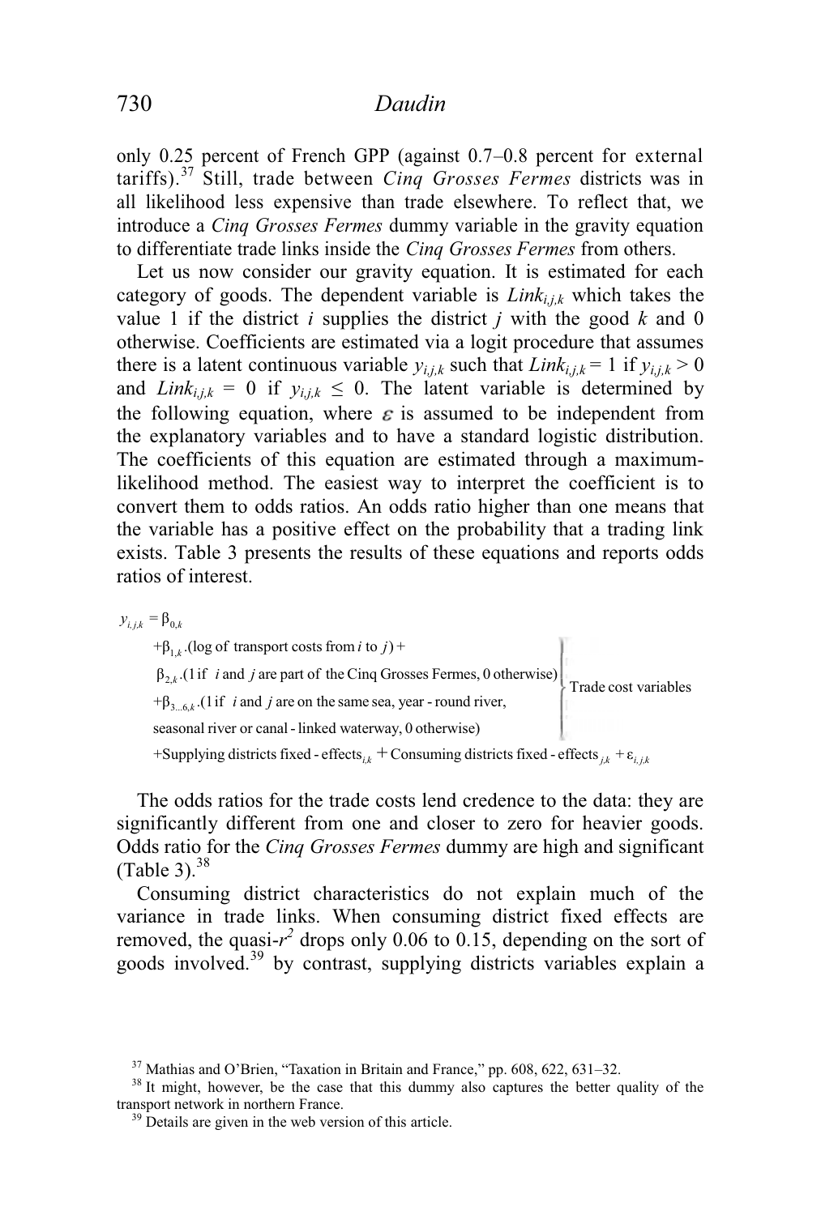only 0.25 percent of French GPP (against 0.7–0.8 percent for external tariffs).[37] Still, trade between *Cinq Grosses Fermes* districts was in all likelihood less expensive than trade elsewhere. To reflect that, we introduce a *Cinq Grosses Fermes* dummy variable in the gravity equation to differentiate trade links inside the *Cinq Grosses Fermes* from others.

Let us now consider our gravity equation. It is estimated for each category of goods. The dependent variable is $Link_{i,j,k}$ which takes the value 1 if the district $i$ supplies the district $j$ with the good $k$ and 0 otherwise. Coefficients are estimated via a logit procedure that assumes there is a latent continuous variable $y_{i,j,k}$ such that $Link_{i,j,k} = 1$ if $y_{i,j,k} > 0$ and $Link_{i,j,k} = 0$ if $y_{i,j,k} \leq 0$. The latent variable is determined by the following equation, where $\varepsilon$ is assumed to be independent from the explanatory variables and to have a standard logistic distribution. The coefficients of this equation are estimated through a maximum-likelihood method. The easiest way to interpret the coefficient is to convert them to odds ratios. An odds ratio higher than one means that the variable has a positive effect on the probability that a trading link exists. Table 3 presents the results of these equations and reports odds ratios of interest.

$$
\begin{aligned}
y_{i,j,k} = \beta_{0,k} \\
& + \beta_{1,k}.(\text{log of transport costs from } i \text{ to } j) + \\
& \beta_{2,k}.(1 \text{ if } i \text{ and } j \text{ are part of the Cinq Grosses Fermes, 0 otherwise}) \\
& + \beta_{3 \ldots 6,k}.(1 \text{ if } i \text{ and } j \text{ are on the same sea, year-round river,} \\
& \text{seasonal river or canal-linked waterway, 0 otherwise}) \quad \Bigg\} \text{ Trade cost variables} \\
& + \text{Supplying districts fixed-effects}_{i,k} + \text{Consuming districts fixed-effects}_{j,k} + \varepsilon_{i,j,k}
\end{aligned}
$$

The odds ratios for the trade costs lend credence to the data: they are significantly different from one and closer to zero for heavier goods. Odds ratio for the *Cinq Grosses Fermes* dummy are high and significant (Table 3).[38]

Consuming district characteristics do not explain much of the variance in trade links. When consuming district fixed effects are removed, the quasi-$r^2$ drops only 0.06 to 0.15, depending on the sort of goods involved.[39] by contrast, supplying districts variables explain a

[37] Mathias and O'Brien, "Taxation in Britain and France," pp. 608, 622, 631–32.

[38] It might, however, be the case that this dummy also captures the better quality of the transport network in northern France.

[39] Details are given in the web version of this article.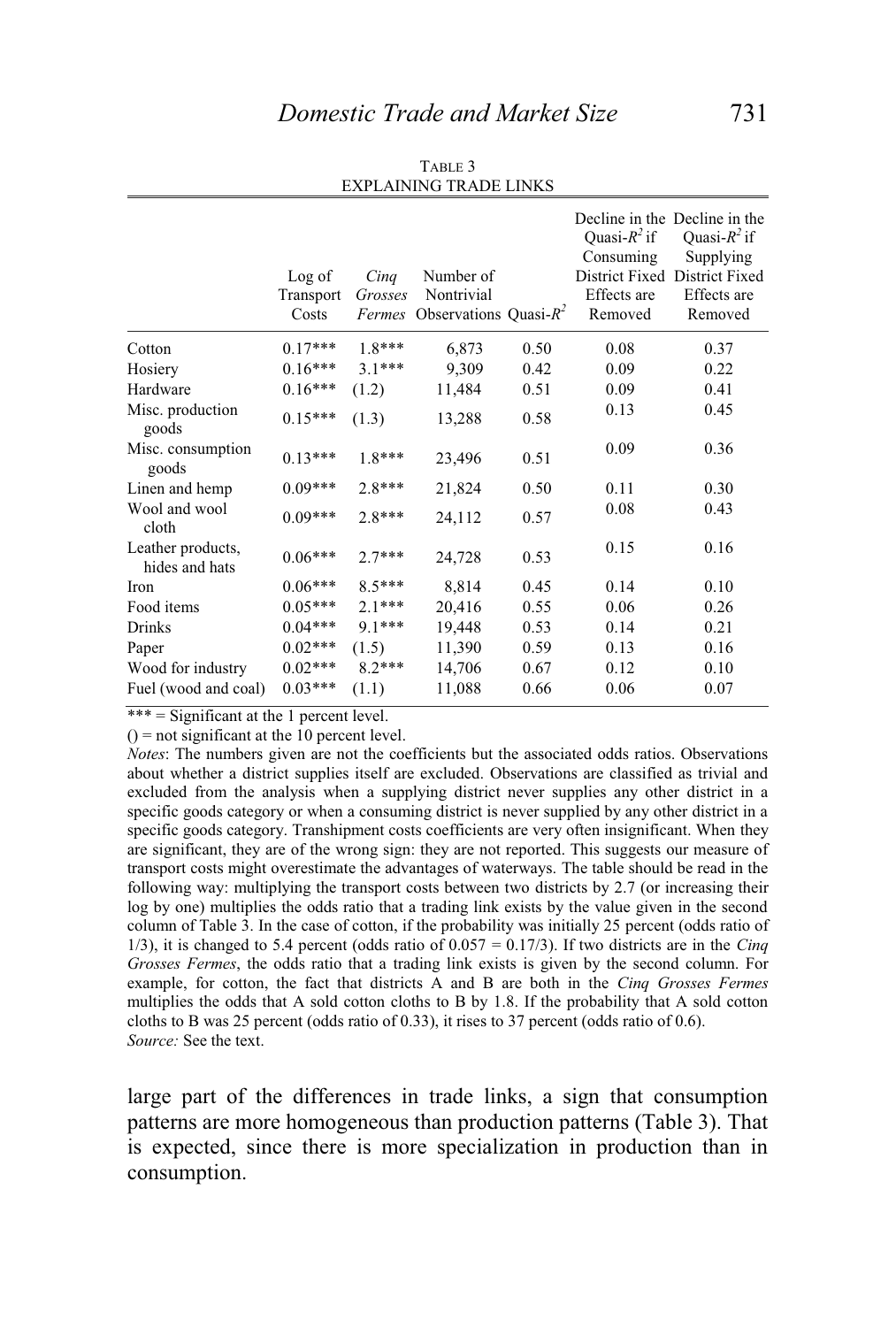TABLE 3
EXPLAINING TRADE LINKS

| | Log of Transport Costs | *Cinq Grosses Fermes* | Number of Nontrivial Observations | Quasi-$R^2$ | Decline in the Quasi-$R^2$ if Consuming District Fixed Effects are Removed | Decline in the Quasi-$R^2$ if Supplying District Fixed Effects are Removed |
|---|---|---|---|---|---|---|
| Cotton | 0.17*** | 1.8*** | 6,873 | 0.50 | 0.08 | 0.37 |
| Hosiery | 0.16*** | 3.1*** | 9,309 | 0.42 | 0.09 | 0.22 |
| Hardware | 0.16*** | (1.2) | 11,484 | 0.51 | 0.09 | 0.41 |
| Misc. production goods | 0.15*** | (1.3) | 13,288 | 0.58 | 0.13 | 0.45 |
| Misc. consumption goods | 0.13*** | 1.8*** | 23,496 | 0.51 | 0.09 | 0.36 |
| Linen and hemp | 0.09*** | 2.8*** | 21,824 | 0.50 | 0.11 | 0.30 |
| Wool and wool cloth | 0.09*** | 2.8*** | 24,112 | 0.57 | 0.08 | 0.43 |
| Leather products, hides and hats | 0.06*** | 2.7*** | 24,728 | 0.53 | 0.15 | 0.16 |
| Iron | 0.06*** | 8.5*** | 8,814 | 0.45 | 0.14 | 0.10 |
| Food items | 0.05*** | 2.1*** | 20,416 | 0.55 | 0.06 | 0.26 |
| Drinks | 0.04*** | 9.1*** | 19,448 | 0.53 | 0.14 | 0.21 |
| Paper | 0.02*** | (1.5) | 11,390 | 0.59 | 0.13 | 0.16 |
| Wood for industry | 0.02*** | 8.2*** | 14,706 | 0.67 | 0.12 | 0.10 |
| Fuel (wood and coal) | 0.03*** | (1.1) | 11,088 | 0.66 | 0.06 | 0.07 |

*** = Significant at the 1 percent level.
() = not significant at the 10 percent level.
*Notes*: The numbers given are not the coefficients but the associated odds ratios. Observations about whether a district supplies itself are excluded. Observations are classified as trivial and excluded from the analysis when a supplying district never supplies any other district in a specific goods category or when a consuming district is never supplied by any other district in a specific goods category. Transhipment costs coefficients are very often insignificant. When they are significant, they are of the wrong sign: they are not reported. This suggests our measure of transport costs might overestimate the advantages of waterways. The table should be read in the following way: multiplying the transport costs between two districts by 2.7 (or increasing their log by one) multiplies the odds ratio that a trading link exists by the value given in the second column of Table 3. In the case of cotton, if the probability was initially 25 percent (odds ratio of 1/3), it is changed to 5.4 percent (odds ratio of 0.057 = 0.17/3). If two districts are in the *Cinq Grosses Fermes*, the odds ratio that a trading link exists is given by the second column. For example, for cotton, the fact that districts A and B are both in the *Cinq Grosses Fermes* multiplies the odds that A sold cotton cloths to B by 1.8. If the probability that A sold cotton cloths to B was 25 percent (odds ratio of 0.33), it rises to 37 percent (odds ratio of 0.6).
*Source:* See the text.

large part of the differences in trade links, a sign that consumption patterns are more homogeneous than production patterns (Table 3). That is expected, since there is more specialization in production than in consumption.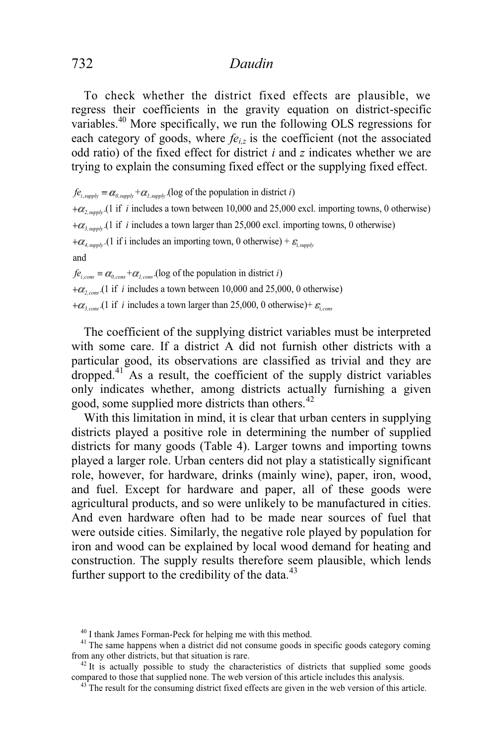To check whether the district fixed effects are plausible, we regress their coefficients in the gravity equation on district-specific variables.[40] More specifically, we run the following OLS regressions for each category of goods, where $fe_{i,z}$ is the coefficient (not the associated odd ratio) of the fixed effect for district $i$ and $z$ indicates whether we are trying to explain the consuming fixed effect or the supplying fixed effect.

$$
\begin{aligned}
fe_{i,supply} = {} & \alpha_{0,supply} + \alpha_{1,supply}.(\text{log of the population in district } i) \\
& + \alpha_{2,supply}.(1 \text{ if } i \text{ includes a town between 10,000 and 25,000 excl. importing towns, 0 otherwise}) \\
& + \alpha_{3,supply}.(1 \text{ if } i \text{ includes a town larger than 25,000 excl. importing towns, 0 otherwise}) \\
& + \alpha_{4,supply}.(1 \text{ if i includes an importing town, 0 otherwise}) + \varepsilon_{i,supply}
\end{aligned}
$$

and

$$
\begin{aligned}
fe_{i,cons} = {} & \alpha_{0,cons} + \alpha_{1,cons}.(\text{log of the population in district } i) \\
& + \alpha_{2,cons}.(1 \text{ if } i \text{ includes a town between 10,000 and 25,000, 0 otherwise}) \\
& + \alpha_{3,cons}.(1 \text{ if } i \text{ includes a town larger than 25,000, 0 otherwise}) + \varepsilon_{i,cons}
\end{aligned}
$$

The coefficient of the supplying district variables must be interpreted with some care. If a district A did not furnish other districts with a particular good, its observations are classified as trivial and they are dropped.[41] As a result, the coefficient of the supply district variables only indicates whether, among districts actually furnishing a given good, some supplied more districts than others.[42]

With this limitation in mind, it is clear that urban centers in supplying districts played a positive role in determining the number of supplied districts for many goods (Table 4). Larger towns and importing towns played a larger role. Urban centers did not play a statistically significant role, however, for hardware, drinks (mainly wine), paper, iron, wood, and fuel. Except for hardware and paper, all of these goods were agricultural products, and so were unlikely to be manufactured in cities. And even hardware often had to be made near sources of fuel that were outside cities. Similarly, the negative role played by population for iron and wood can be explained by local wood demand for heating and construction. The supply results therefore seem plausible, which lends further support to the credibility of the data.[43]

---

[40] I thank James Forman-Peck for helping me with this method.

[41] The same happens when a district did not consume goods in specific goods category coming from any other districts, but that situation is rare.

[42] It is actually possible to study the characteristics of districts that supplied some goods compared to those that supplied none. The web version of this article includes this analysis.

[43] The result for the consuming district fixed effects are given in the web version of this article.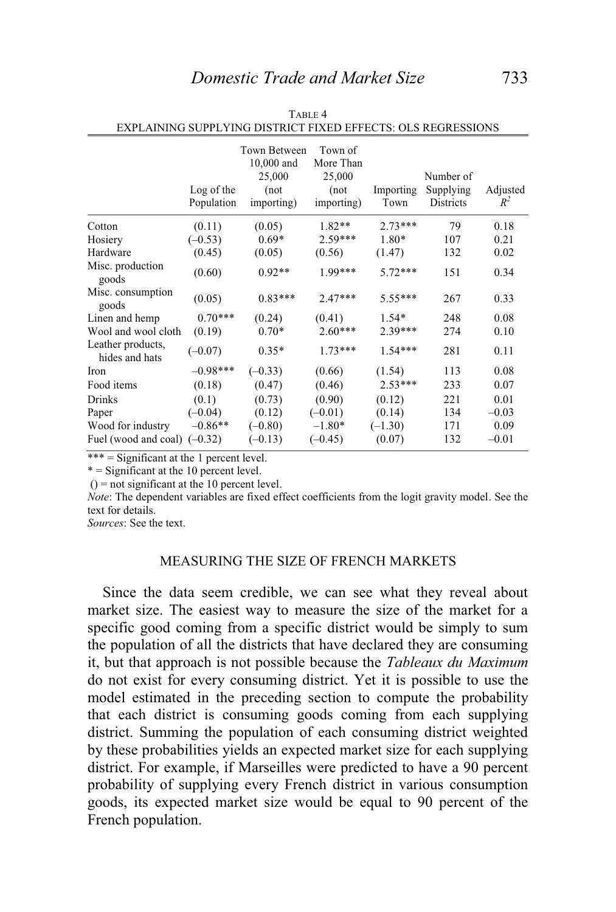TABLE 4
EXPLAINING SUPPLYING DISTRICT FIXED EFFECTS: OLS REGRESSIONS

| | Log of the Population | Town Between 10,000 and 25,000 (not importing) | Town of More Than 25,000 (not importing) | Importing Town | Number of Supplying Districts | Adjusted $R^2$ |
|---|---|---|---|---|---|---|
| Cotton | (0.11) | (0.05) | 1.82** | 2.73*** | 79 | 0.18 |
| Hosiery | (–0.53) | 0.69* | 2.59*** | 1.80* | 107 | 0.21 |
| Hardware | (0.45) | (0.05) | (0.56) | (1.47) | 132 | 0.02 |
| Misc. production goods | (0.60) | 0.92** | 1.99*** | 5.72*** | 151 | 0.34 |
| Misc. consumption goods | (0.05) | 0.83*** | 2.47*** | 5.55*** | 267 | 0.33 |
| Linen and hemp | 0.70*** | (0.24) | (0.41) | 1.54* | 248 | 0.08 |
| Wool and wool cloth | (0.19) | 0.70* | 2.60*** | 2.39*** | 274 | 0.10 |
| Leather products, hides and hats | (–0.07) | 0.35* | 1.73*** | 1.54*** | 281 | 0.11 |
| Iron | –0.98*** | (–0.33) | (0.66) | (1.54) | 113 | 0.08 |
| Food items | (0.18) | (0.47) | (0.46) | 2.53*** | 233 | 0.07 |
| Drinks | (0.1) | (0.73) | (0.90) | (0.12) | 221 | 0.01 |
| Paper | (–0.04) | (0.12) | (–0.01) | (0.14) | 134 | –0.03 |
| Wood for industry | –0.86** | (–0.80) | –1.80* | (–1.30) | 171 | 0.09 |
| Fuel (wood and coal) | (–0.32) | (–0.13) | (–0.45) | (0.07) | 132 | –0.01 |

*** = Significant at the 1 percent level.
* = Significant at the 10 percent level.
() = not significant at the 10 percent level.
*Note*: The dependent variables are fixed effect coefficients from the logit gravity model. See the text for details.
*Sources*: See the text.

## MEASURING THE SIZE OF FRENCH MARKETS

Since the data seem credible, we can see what they reveal about market size. The easiest way to measure the size of the market for a specific good coming from a specific district would be simply to sum the population of all the districts that have declared they are consuming it, but that approach is not possible because the *Tableaux du Maximum* do not exist for every consuming district. Yet it is possible to use the model estimated in the preceding section to compute the probability that each district is consuming goods coming from each supplying district. Summing the population of each consuming district weighted by these probabilities yields an expected market size for each supplying district. For example, if Marseilles were predicted to have a 90 percent probability of supplying every French district in various consumption goods, its expected market size would be equal to 90 percent of the French population.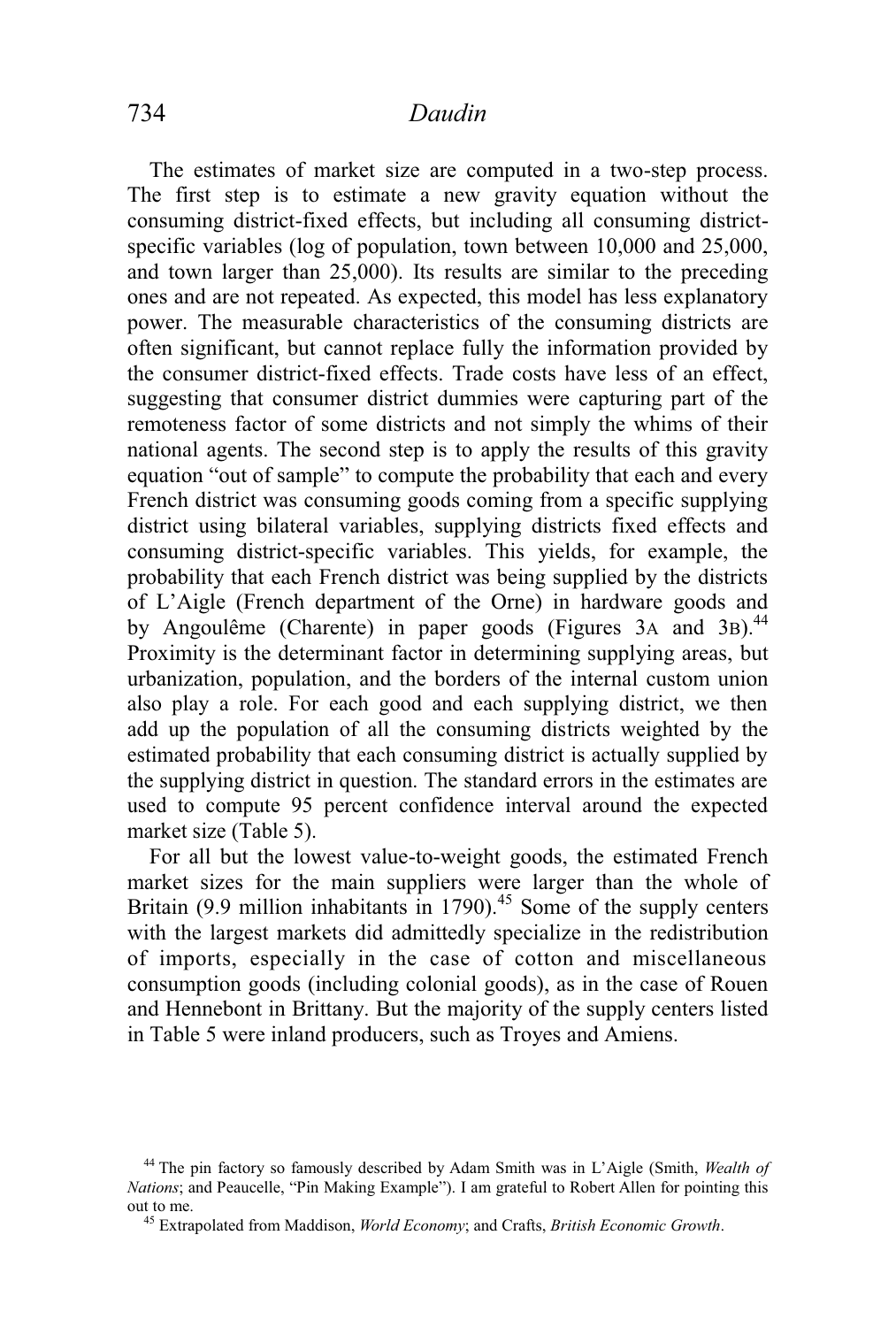The estimates of market size are computed in a two-step process. The first step is to estimate a new gravity equation without the consuming district-fixed effects, but including all consuming district-specific variables (log of population, town between 10,000 and 25,000, and town larger than 25,000). Its results are similar to the preceding ones and are not repeated. As expected, this model has less explanatory power. The measurable characteristics of the consuming districts are often significant, but cannot replace fully the information provided by the consumer district-fixed effects. Trade costs have less of an effect, suggesting that consumer district dummies were capturing part of the remoteness factor of some districts and not simply the whims of their national agents. The second step is to apply the results of this gravity equation "out of sample" to compute the probability that each and every French district was consuming goods coming from a specific supplying district using bilateral variables, supplying districts fixed effects and consuming district-specific variables. This yields, for example, the probability that each French district was being supplied by the districts of L'Aigle (French department of the Orne) in hardware goods and by Angoulême (Charente) in paper goods (Figures 3A and 3B).[44] Proximity is the determinant factor in determining supplying areas, but urbanization, population, and the borders of the internal custom union also play a role. For each good and each supplying district, we then add up the population of all the consuming districts weighted by the estimated probability that each consuming district is actually supplied by the supplying district in question. The standard errors in the estimates are used to compute 95 percent confidence interval around the expected market size (Table 5).

For all but the lowest value-to-weight goods, the estimated French market sizes for the main suppliers were larger than the whole of Britain (9.9 million inhabitants in 1790).[45] Some of the supply centers with the largest markets did admittedly specialize in the redistribution of imports, especially in the case of cotton and miscellaneous consumption goods (including colonial goods), as in the case of Rouen and Hennebont in Brittany. But the majority of the supply centers listed in Table 5 were inland producers, such as Troyes and Amiens.

[44] The pin factory so famously described by Adam Smith was in L'Aigle (Smith, *Wealth of Nations*; and Peaucelle, "Pin Making Example"). I am grateful to Robert Allen for pointing this out to me.

[45] Extrapolated from Maddison, *World Economy*; and Crafts, *British Economic Growth*.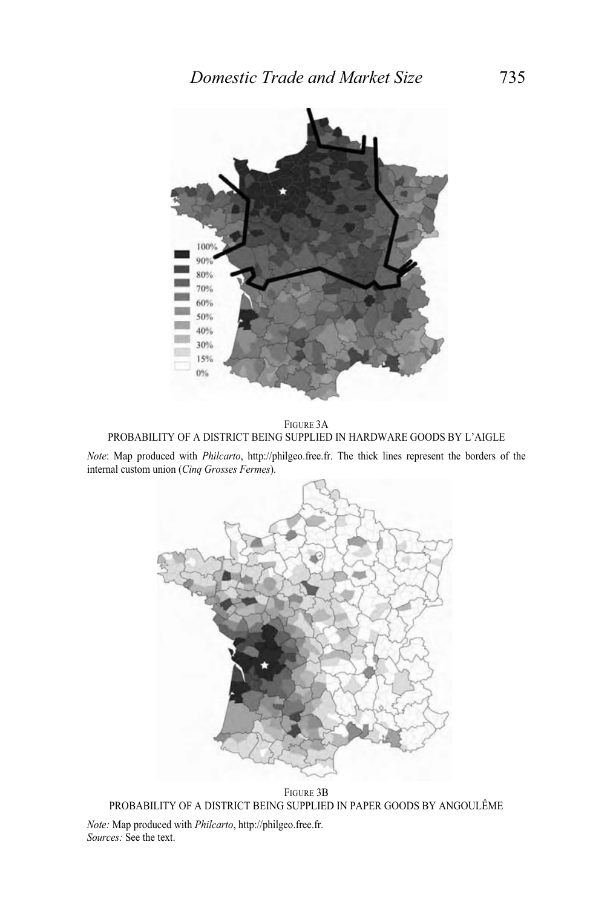FIGURE 3A

PROBABILITY OF A DISTRICT BEING SUPPLIED IN HARDWARE GOODS BY L'AIGLE

*Note*: Map produced with *Philcarto*, http://philgeo.free.fr. The thick lines represent the borders of the internal custom union (*Cinq Grosses Fermes*).

FIGURE 3B

PROBABILITY OF A DISTRICT BEING SUPPLIED IN PAPER GOODS BY ANGOULÊME

*Note:* Map produced with *Philcarto*, http://philgeo.free.fr.
*Sources:* See the text.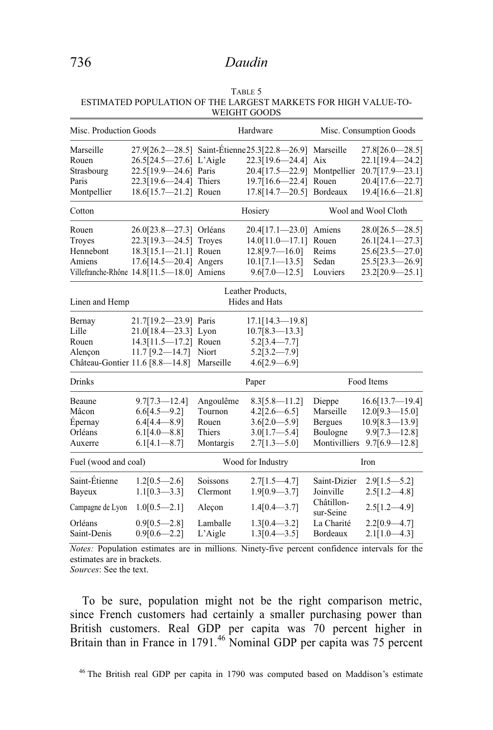TABLE 5
ESTIMATED POPULATION OF THE LARGEST MARKETS FOR HIGH VALUE-TO-WEIGHT GOODS

| Misc. Production Goods | | Hardware | | Misc. Consumption Goods | |
|---|---|---|---|---|---|
| Marseille | 27.9[26.2—28.5] | Saint-Étienne | 25.3[22.8—26.9] | Marseille | 27.8[26.0—28.5] |
| Rouen | 26.5[24.5—27.6] | L'Aigle | 22.3[19.6—24.4] | Aix | 22.1[19.4—24.2] |
| Strasbourg | 22.5[19.9—24.6] | Paris | 20.4[17.5—22.9] | Montpellier | 20.7[17.9—23.1] |
| Paris | 22.3[19.6—24.4] | Thiers | 19.7[16.6—22.4] | Rouen | 20.4[17.6—22.7] |
| Montpellier | 18.6[15.7—21.2] | Rouen | 17.8[14.7—20.5] | Bordeaux | 19.4[16.6—21.8] |
| **Cotton** | | **Hosiery** | | **Wool and Wool Cloth** | |
| Rouen | 26.0[23.8—27.3] | Orléans | 20.4[17.1—23.0] | Amiens | 28.0[26.5—28.5] |
| Troyes | 22.3[19.3—24.5] | Troyes | 14.0[11.0—17.1] | Rouen | 26.1[24.1—27.3] |
| Hennebont | 18.3[15.1—21.1] | Rouen | 12.8[9.7—16.0] | Reims | 25.6[23.5—27.0] |
| Amiens | 17.6[14.5—20.4] | Angers | 10.1[7.1—13.5] | Sedan | 25.5[23.3—26.9] |
| Villefranche-Rhône | 14.8[11.5—18.0] | Amiens | 9.6[7.0—12.5] | Louviers | 23.2[20.9—25.1] |
| **Linen and Hemp** | | **Leather Products, Hides and Hats** | | | |
| Bernay | 21.7[19.2—23.9] | Paris | 17.1[14.3—19.8] | | |
| Lille | 21.0[18.4—23.3] | Lyon | 10.7[8.3—13.3] | | |
| Rouen | 14.3[11.5—17.2] | Rouen | 5.2[3.4—7.7] | | |
| Alençon | 11.7 [9.2—14.7] | Niort | 5.2[3.2—7.9] | | |
| Château-Gontier | 11.6 [8.8—14.8] | Marseille | 4.6[2.9—6.9] | | |
| **Drinks** | | **Paper** | | **Food Items** | |
| Beaune | 9.7[7.3—12.4] | Angoulême | 8.3[5.8—11.2] | Dieppe | 16.6[13.7—19.4] |
| Mâcon | 6.6[4.5—9.2] | Tournon | 4.2[2.6—6.5] | Marseille | 12.0[9.3—15.0] |
| Épernay | 6.4[4.4—8.9] | Rouen | 3.6[2.0—5.9] | Bergues | 10.9[8.3—13.9] |
| Orléans | 6.1[4.0—8.8] | Thiers | 3.0[1.7—5.4] | Boulogne | 9.9[7.3—12.8] |
| Auxerre | 6.1[4.1—8.7] | Montargis | 2.7[1.3—5.0] | Montivilliers | 9.7[6.9—12.8] |
| **Fuel (wood and coal)** | | **Wood for Industry** | | **Iron** | |
| Saint-Étienne | 1.2[0.5—2.6] | Soissons | 2.7[1.5—4.7] | Saint-Dizier | 2.9[1.5—5.2] |
| Bayeux | 1.1[0.3—3.3] | Clermont | 1.9[0.9—3.7] | Joinville | 2.5[1.2—4.8] |
| Campagne de Lyon | 1.0[0.5—2.1] | Aleçon | 1.4[0.4—3.7] | Châtillon-sur-Seine | 2.5[1.2—4.9] |
| Orléans | 0.9[0.5—2.8] | Lamballe | 1.3[0.4—3.2] | La Charité | 2.2[0.9—4.7] |
| Saint-Denis | 0.9[0.6—2.2] | L'Aigle | 1.3[0.4—3.5] | Bordeaux | 2.1[1.0—4.3] |

*Notes:* Population estimates are in millions. Ninety-five percent confidence intervals for the estimates are in brackets.
*Sources*: See the text.

To be sure, population might not be the right comparison metric, since French customers had certainly a smaller purchasing power than British customers. Real GDP per capita was 70 percent higher in Britain than in France in 1791.[46] Nominal GDP per capita was 75 percent

[46] The British real GDP per capita in 1790 was computed based on Maddison's estimate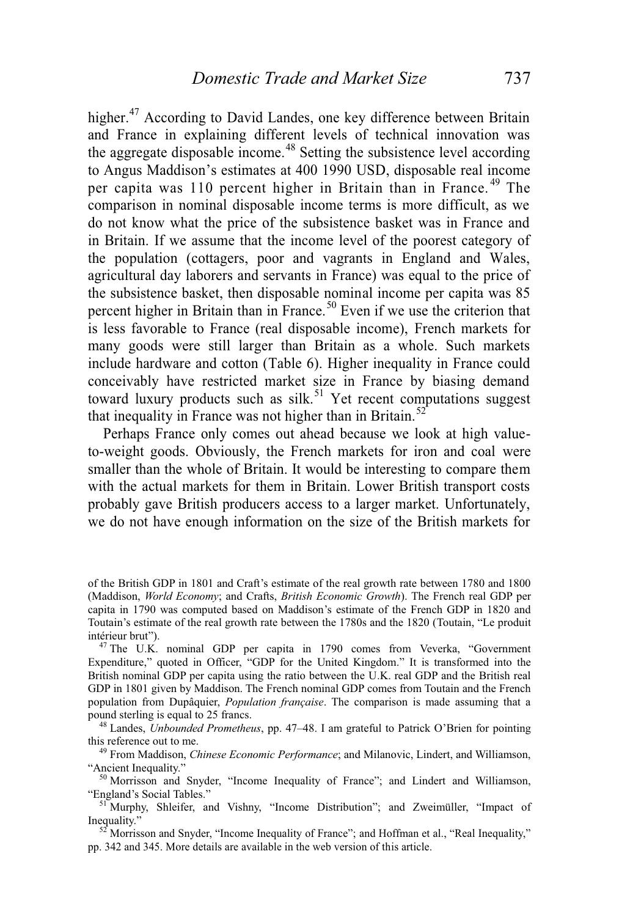higher.[47] According to David Landes, one key difference between Britain and France in explaining different levels of technical innovation was the aggregate disposable income.[48] Setting the subsistence level according to Angus Maddison's estimates at 400 1990 USD, disposable real income per capita was 110 percent higher in Britain than in France.[49] The comparison in nominal disposable income terms is more difficult, as we do not know what the price of the subsistence basket was in France and in Britain. If we assume that the income level of the poorest category of the population (cottagers, poor and vagrants in England and Wales, agricultural day laborers and servants in France) was equal to the price of the subsistence basket, then disposable nominal income per capita was 85 percent higher in Britain than in France.[50] Even if we use the criterion that is less favorable to France (real disposable income), French markets for many goods were still larger than Britain as a whole. Such markets include hardware and cotton (Table 6). Higher inequality in France could conceivably have restricted market size in France by biasing demand toward luxury products such as silk.[51] Yet recent computations suggest that inequality in France was not higher than in Britain.[52]

Perhaps France only comes out ahead because we look at high value-to-weight goods. Obviously, the French markets for iron and coal were smaller than the whole of Britain. It would be interesting to compare them with the actual markets for them in Britain. Lower British transport costs probably gave British producers access to a larger market. Unfortunately, we do not have enough information on the size of the British markets for

of the British GDP in 1801 and Craft's estimate of the real growth rate between 1780 and 1800 (Maddison, *World Economy*; and Crafts, *British Economic Growth*). The French real GDP per capita in 1790 was computed based on Maddison's estimate of the French GDP in 1820 and Toutain's estimate of the real growth rate between the 1780s and the 1820 (Toutain, "Le produit intérieur brut").

[47] The U.K. nominal GDP per capita in 1790 comes from Veverka, "Government Expenditure," quoted in Officer, "GDP for the United Kingdom." It is transformed into the British nominal GDP per capita using the ratio between the U.K. real GDP and the British real GDP in 1801 given by Maddison. The French nominal GDP comes from Toutain and the French population from Dupâquier, *Population française*. The comparison is made assuming that a pound sterling is equal to 25 francs.

[48] Landes, *Unbounded Prometheus*, pp. 47–48. I am grateful to Patrick O'Brien for pointing this reference out to me.

[49] From Maddison, *Chinese Economic Performance*; and Milanovic, Lindert, and Williamson, "Ancient Inequality."

[50] Morrisson and Snyder, "Income Inequality of France"; and Lindert and Williamson, "England's Social Tables."

[51] Murphy, Shleifer, and Vishny, "Income Distribution"; and Zweimüller, "Impact of Inequality."

[52] Morrisson and Snyder, "Income Inequality of France"; and Hoffman et al., "Real Inequality," pp. 342 and 345. More details are available in the web version of this article.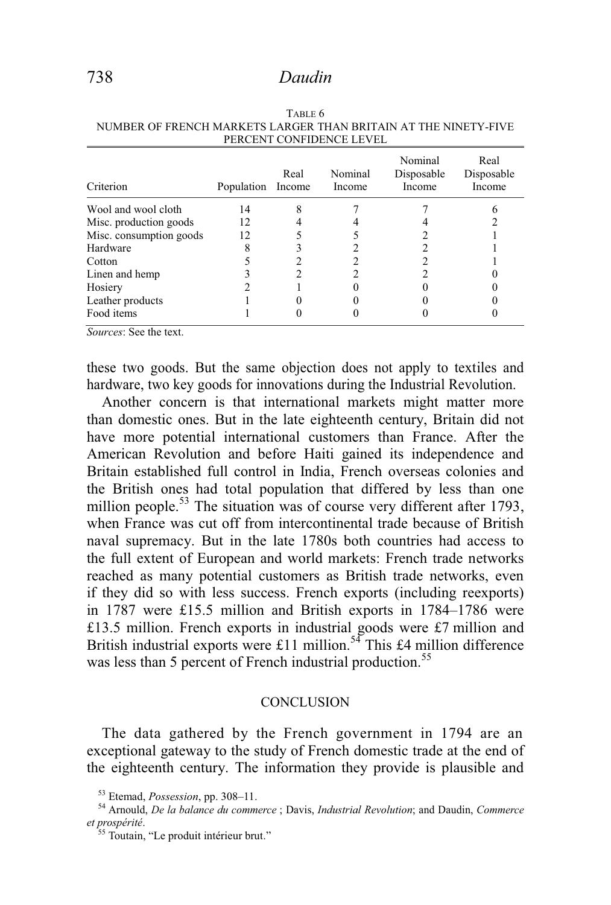TABLE 6
NUMBER OF FRENCH MARKETS LARGER THAN BRITAIN AT THE NINETY-FIVE PERCENT CONFIDENCE LEVEL

| Criterion | Population | Real Income | Nominal Income | Nominal Disposable Income | Real Disposable Income |
|---|---|---|---|---|---|
| Wool and wool cloth | 14 | 8 | 7 | 7 | 6 |
| Misc. production goods | 12 | 4 | 4 | 4 | 2 |
| Misc. consumption goods | 12 | 5 | 5 | 2 | 1 |
| Hardware | 8 | 3 | 2 | 2 | 1 |
| Cotton | 5 | 2 | 2 | 2 | 1 |
| Linen and hemp | 3 | 2 | 2 | 2 | 0 |
| Hosiery | 2 | 1 | 0 | 0 | 0 |
| Leather products | 1 | 0 | 0 | 0 | 0 |
| Food items | 1 | 0 | 0 | 0 | 0 |

*Sources*: See the text.

these two goods. But the same objection does not apply to textiles and hardware, two key goods for innovations during the Industrial Revolution.

Another concern is that international markets might matter more than domestic ones. But in the late eighteenth century, Britain did not have more potential international customers than France. After the American Revolution and before Haiti gained its independence and Britain established full control in India, French overseas colonies and the British ones had total population that differed by less than one million people.[53] The situation was of course very different after 1793, when France was cut off from intercontinental trade because of British naval supremacy. But in the late 1780s both countries had access to the full extent of European and world markets: French trade networks reached as many potential customers as British trade networks, even if they did so with less success. French exports (including reexports) in 1787 were £15.5 million and British exports in 1784–1786 were £13.5 million. French exports in industrial goods were £7 million and British industrial exports were £11 million.[54] This £4 million difference was less than 5 percent of French industrial production.[55]

## CONCLUSION

The data gathered by the French government in 1794 are an exceptional gateway to the study of French domestic trade at the end of the eighteenth century. The information they provide is plausible and

[53] Etemad, *Possession*, pp. 308–11.

[54] Arnould, *De la balance du commerce* ; Davis, *Industrial Revolution*; and Daudin, *Commerce et prospérité*.

[55] Toutain, "Le produit intérieur brut."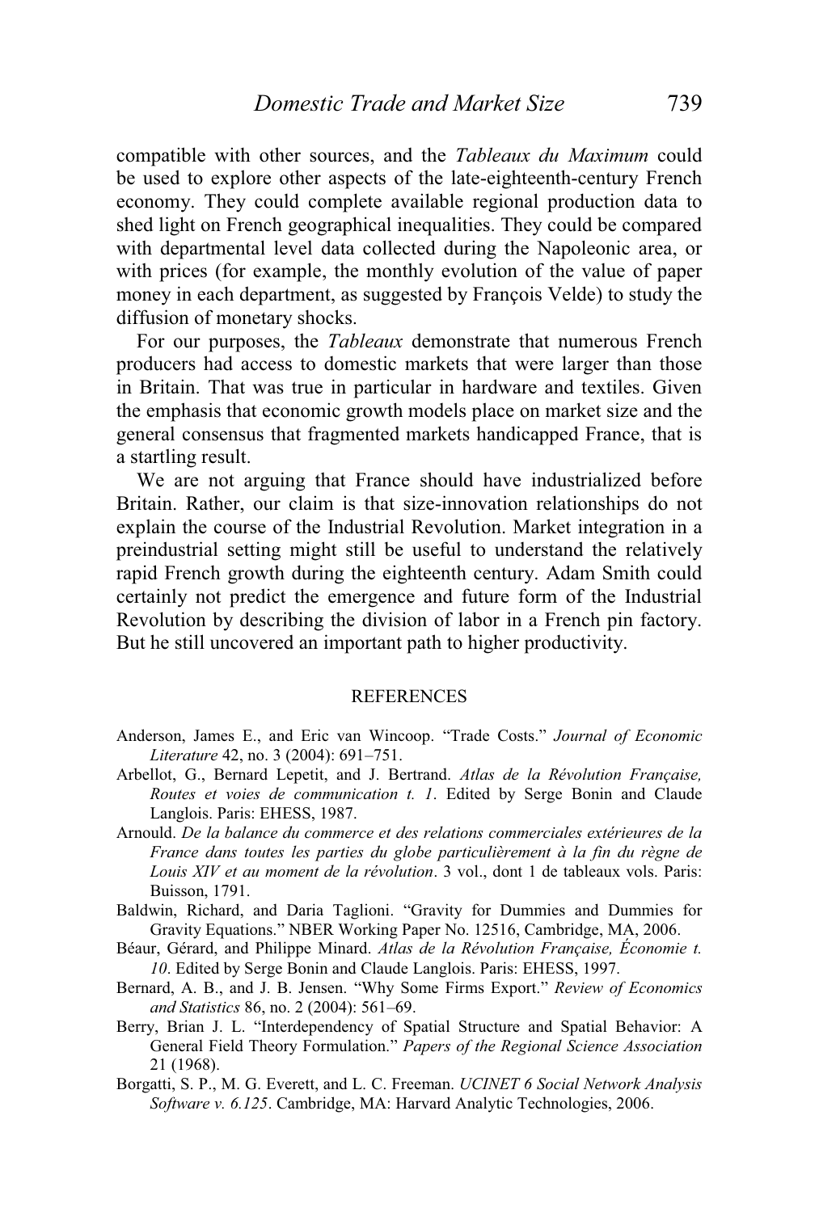compatible with other sources, and the *Tableaux du Maximum* could be used to explore other aspects of the late-eighteenth-century French economy. They could complete available regional production data to shed light on French geographical inequalities. They could be compared with departmental level data collected during the Napoleonic area, or with prices (for example, the monthly evolution of the value of paper money in each department, as suggested by François Velde) to study the diffusion of monetary shocks.

For our purposes, the *Tableaux* demonstrate that numerous French producers had access to domestic markets that were larger than those in Britain. That was true in particular in hardware and textiles. Given the emphasis that economic growth models place on market size and the general consensus that fragmented markets handicapped France, that is a startling result.

We are not arguing that France should have industrialized before Britain. Rather, our claim is that size-innovation relationships do not explain the course of the Industrial Revolution. Market integration in a preindustrial setting might still be useful to understand the relatively rapid French growth during the eighteenth century. Adam Smith could certainly not predict the emergence and future form of the Industrial Revolution by describing the division of labor in a French pin factory. But he still uncovered an important path to higher productivity.

## REFERENCES

Anderson, James E., and Eric van Wincoop. "Trade Costs." *Journal of Economic Literature* 42, no. 3 (2004): 691–751.

Arbellot, G., Bernard Lepetit, and J. Bertrand. *Atlas de la Révolution Française, Routes et voies de communication t. 1*. Edited by Serge Bonin and Claude Langlois. Paris: EHESS, 1987.

Arnould. *De la balance du commerce et des relations commerciales extérieures de la France dans toutes les parties du globe particulièrement à la fin du règne de Louis XIV et au moment de la révolution*. 3 vol., dont 1 de tableaux vols. Paris: Buisson, 1791.

Baldwin, Richard, and Daria Taglioni. "Gravity for Dummies and Dummies for Gravity Equations." NBER Working Paper No. 12516, Cambridge, MA, 2006.

Béaur, Gérard, and Philippe Minard. *Atlas de la Révolution Française, Économie t. 10*. Edited by Serge Bonin and Claude Langlois. Paris: EHESS, 1997.

Bernard, A. B., and J. B. Jensen. "Why Some Firms Export." *Review of Economics and Statistics* 86, no. 2 (2004): 561–69.

Berry, Brian J. L. "Interdependency of Spatial Structure and Spatial Behavior: A General Field Theory Formulation." *Papers of the Regional Science Association* 21 (1968).

Borgatti, S. P., M. G. Everett, and L. C. Freeman. *UCINET 6 Social Network Analysis Software v. 6.125*. Cambridge, MA: Harvard Analytic Technologies, 2006.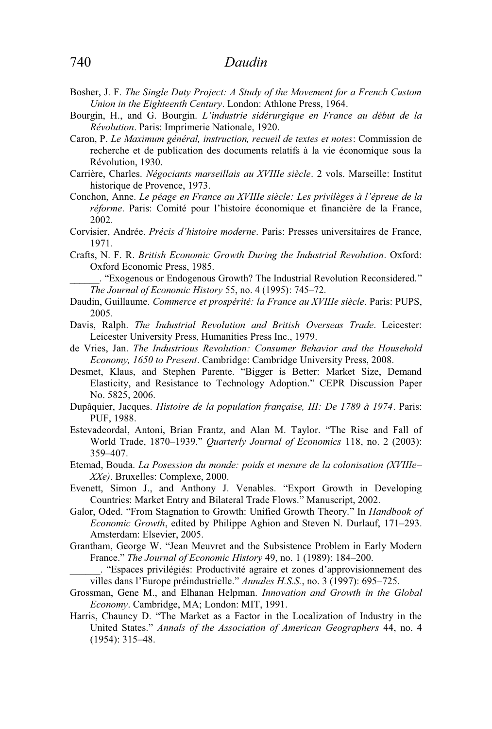Bosher, J. F. *The Single Duty Project: A Study of the Movement for a French Custom Union in the Eighteenth Century*. London: Athlone Press, 1964.

Bourgin, H., and G. Bourgin. *L'industrie sidérurgique en France au début de la Révolution*. Paris: Imprimerie Nationale, 1920.

Caron, P. *Le Maximum général, instruction, recueil de textes et notes*: Commission de recherche et de publication des documents relatifs à la vie économique sous la Révolution, 1930.

Carrière, Charles. *Négociants marseillais au XVIIIe siècle*. 2 vols. Marseille: Institut historique de Provence, 1973.

Conchon, Anne. *Le péage en France au XVIIIe siècle: Les privilèges à l'épreue de la réforme*. Paris: Comité pour l'histoire économique et financière de la France, 2002.

Corvisier, Andrée. *Précis d'histoire moderne*. Paris: Presses universitaires de France, 1971.

Crafts, N. F. R. *British Economic Growth During the Industrial Revolution*. Oxford: Oxford Economic Press, 1985.

______. "Exogenous or Endogenous Growth? The Industrial Revolution Reconsidered." *The Journal of Economic History* 55, no. 4 (1995): 745–72.

Daudin, Guillaume. *Commerce et prospérité: la France au XVIIIe siècle*. Paris: PUPS, 2005.

Davis, Ralph. *The Industrial Revolution and British Overseas Trade*. Leicester: Leicester University Press, Humanities Press Inc., 1979.

de Vries, Jan. *The Industrious Revolution: Consumer Behavior and the Household Economy, 1650 to Present*. Cambridge: Cambridge University Press, 2008.

Desmet, Klaus, and Stephen Parente. "Bigger is Better: Market Size, Demand Elasticity, and Resistance to Technology Adoption." CEPR Discussion Paper No. 5825, 2006.

Dupâquier, Jacques. *Histoire de la population française, III: De 1789 à 1974*. Paris: PUF, 1988.

Estevadeordal, Antoni, Brian Frantz, and Alan M. Taylor. "The Rise and Fall of World Trade, 1870–1939." *Quarterly Journal of Economics* 118, no. 2 (2003): 359–407.

Etemad, Bouda. *La Posession du monde: poids et mesure de la colonisation (XVIIIe–XXe)*. Bruxelles: Complexe, 2000.

Evenett, Simon J., and Anthony J. Venables. "Export Growth in Developing Countries: Market Entry and Bilateral Trade Flows." Manuscript, 2002.

Galor, Oded. "From Stagnation to Growth: Unified Growth Theory." In *Handbook of Economic Growth*, edited by Philippe Aghion and Steven N. Durlauf, 171–293. Amsterdam: Elsevier, 2005.

Grantham, George W. "Jean Meuvret and the Subsistence Problem in Early Modern France." *The Journal of Economic History* 49, no. 1 (1989): 184–200.

______. "Espaces privilégiés: Productivité agraire et zones d'approvisionnement des villes dans l'Europe préindustrielle." *Annales H.S.S.*, no. 3 (1997): 695–725.

Grossman, Gene M., and Elhanan Helpman. *Innovation and Growth in the Global Economy*. Cambridge, MA; London: MIT, 1991.

Harris, Chauncy D. "The Market as a Factor in the Localization of Industry in the United States." *Annals of the Association of American Geographers* 44, no. 4 (1954): 315–48.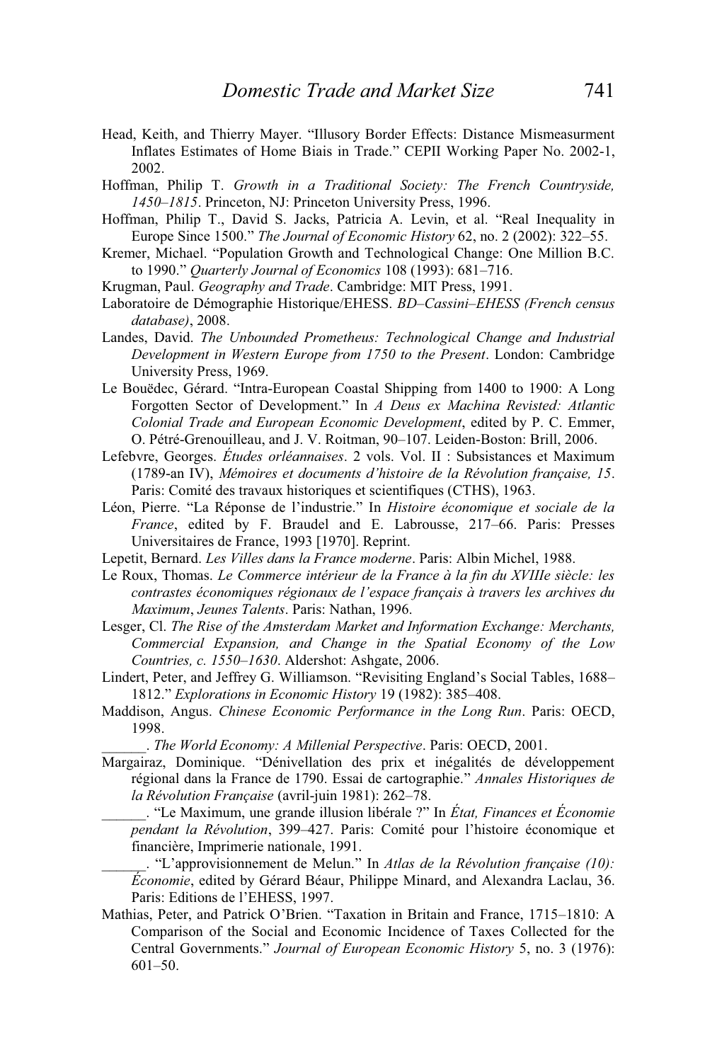Head, Keith, and Thierry Mayer. "Illusory Border Effects: Distance Mismeasurment Inflates Estimates of Home Biais in Trade." CEPII Working Paper No. 2002-1, 2002.

Hoffman, Philip T. *Growth in a Traditional Society: The French Countryside, 1450–1815*. Princeton, NJ: Princeton University Press, 1996.

Hoffman, Philip T., David S. Jacks, Patricia A. Levin, et al. "Real Inequality in Europe Since 1500." *The Journal of Economic History* 62, no. 2 (2002): 322–55.

Kremer, Michael. "Population Growth and Technological Change: One Million B.C. to 1990." *Quarterly Journal of Economics* 108 (1993): 681–716.

Krugman, Paul. *Geography and Trade*. Cambridge: MIT Press, 1991.

Laboratoire de Démographie Historique/EHESS. *BD–Cassini–EHESS (French census database)*, 2008.

Landes, David. *The Unbounded Prometheus: Technological Change and Industrial Development in Western Europe from 1750 to the Present*. London: Cambridge University Press, 1969.

Le Bouëdec, Gérard. "Intra-European Coastal Shipping from 1400 to 1900: A Long Forgotten Sector of Development." In *A Deus ex Machina Revisted: Atlantic Colonial Trade and European Economic Development*, edited by P. C. Emmer, O. Pétré-Grenouilleau, and J. V. Roitman, 90–107. Leiden-Boston: Brill, 2006.

Lefebvre, Georges. *Études orléannaises*. 2 vols. Vol. II : Subsistances et Maximum (1789-an IV), *Mémoires et documents d'histoire de la Révolution française, 15*. Paris: Comité des travaux historiques et scientifiques (CTHS), 1963.

Léon, Pierre. "La Réponse de l'industrie." In *Histoire économique et sociale de la France*, edited by F. Braudel and E. Labrousse, 217–66. Paris: Presses Universitaires de France, 1993 [1970]. Reprint.

Lepetit, Bernard. *Les Villes dans la France moderne*. Paris: Albin Michel, 1988.

Le Roux, Thomas. *Le Commerce intérieur de la France à la fin du XVIIIe siècle: les contrastes économiques régionaux de l'espace français à travers les archives du Maximum*, *Jeunes Talents*. Paris: Nathan, 1996.

Lesger, Cl. *The Rise of the Amsterdam Market and Information Exchange: Merchants, Commercial Expansion, and Change in the Spatial Economy of the Low Countries, c. 1550–1630*. Aldershot: Ashgate, 2006.

Lindert, Peter, and Jeffrey G. Williamson. "Revisiting England's Social Tables, 1688–1812." *Explorations in Economic History* 19 (1982): 385–408.

Maddison, Angus. *Chinese Economic Performance in the Long Run*. Paris: OECD, 1998.

______. *The World Economy: A Millenial Perspective*. Paris: OECD, 2001.

Margairaz, Dominique. "Dénivellation des prix et inégalités de développement régional dans la France de 1790. Essai de cartographie." *Annales Historiques de la Révolution Française* (avril-juin 1981): 262–78.

______. "Le Maximum, une grande illusion libérale ?" In *État, Finances et Économie pendant la Révolution*, 399–427. Paris: Comité pour l'histoire économique et financière, Imprimerie nationale, 1991.

______. "L'approvisionnement de Melun." In *Atlas de la Révolution française (10): Économie*, edited by Gérard Béaur, Philippe Minard, and Alexandra Laclau, 36. Paris: Editions de l'EHESS, 1997.

Mathias, Peter, and Patrick O'Brien. "Taxation in Britain and France, 1715–1810: A Comparison of the Social and Economic Incidence of Taxes Collected for the Central Governments." *Journal of European Economic History* 5, no. 3 (1976): 601–50.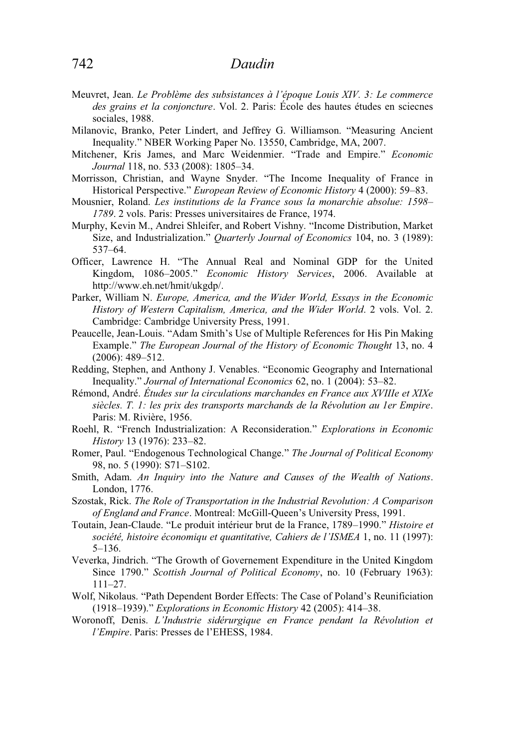Meuvret, Jean. *Le Problème des subsistances à l'époque Louis XIV. 3: Le commerce des grains et la conjoncture*. Vol. 2. Paris: École des hautes études en sciecnes sociales, 1988.

Milanovic, Branko, Peter Lindert, and Jeffrey G. Williamson. "Measuring Ancient Inequality." NBER Working Paper No. 13550, Cambridge, MA, 2007.

Mitchener, Kris James, and Marc Weidenmier. "Trade and Empire." *Economic Journal* 118, no. 533 (2008): 1805–34.

Morrisson, Christian, and Wayne Snyder. "The Income Inequality of France in Historical Perspective." *European Review of Economic History* 4 (2000): 59–83.

Mousnier, Roland. *Les institutions de la France sous la monarchie absolue: 1598–1789*. 2 vols. Paris: Presses universitaires de France, 1974.

Murphy, Kevin M., Andrei Shleifer, and Robert Vishny. "Income Distribution, Market Size, and Industrialization." *Quarterly Journal of Economics* 104, no. 3 (1989): 537–64.

Officer, Lawrence H. "The Annual Real and Nominal GDP for the United Kingdom, 1086–2005." *Economic History Services*, 2006. Available at http://www.eh.net/hmit/ukgdp/.

Parker, William N. *Europe, America, and the Wider World, Essays in the Economic History of Western Capitalism, America, and the Wider World*. 2 vols. Vol. 2. Cambridge: Cambridge University Press, 1991.

Peaucelle, Jean-Louis. "Adam Smith's Use of Multiple References for His Pin Making Example." *The European Journal of the History of Economic Thought* 13, no. 4 (2006): 489–512.

Redding, Stephen, and Anthony J. Venables. "Economic Geography and International Inequality." *Journal of International Economics* 62, no. 1 (2004): 53–82.

Rémond, André. *Études sur la circulations marchandes en France aux XVIIIe et XIXe siècles. T. 1: les prix des transports marchands de la Révolution au 1er Empire*. Paris: M. Rivière, 1956.

Roehl, R. "French Industrialization: A Reconsideration." *Explorations in Economic History* 13 (1976): 233–82.

Romer, Paul. "Endogenous Technological Change." *The Journal of Political Economy* 98, no. 5 (1990): S71–S102.

Smith, Adam. *An Inquiry into the Nature and Causes of the Wealth of Nations*. London, 1776.

Szostak, Rick. *The Role of Transportation in the Industrial Revolution: A Comparison of England and France*. Montreal: McGill-Queen's University Press, 1991.

Toutain, Jean-Claude. "Le produit intérieur brut de la France, 1789–1990." *Histoire et société, histoire économiqu et quantitative, Cahiers de l'ISMEA* 1, no. 11 (1997): 5–136.

Veverka, Jindrich. "The Growth of Governement Expenditure in the United Kingdom Since 1790." *Scottish Journal of Political Economy*, no. 10 (February 1963): 111–27.

Wolf, Nikolaus. "Path Dependent Border Effects: The Case of Poland's Reunificiation (1918–1939)." *Explorations in Economic History* 42 (2005): 414–38.

Woronoff, Denis. *L'Industrie sidérurgique en France pendant la Révolution et l'Empire*. Paris: Presses de l'EHESS, 1984.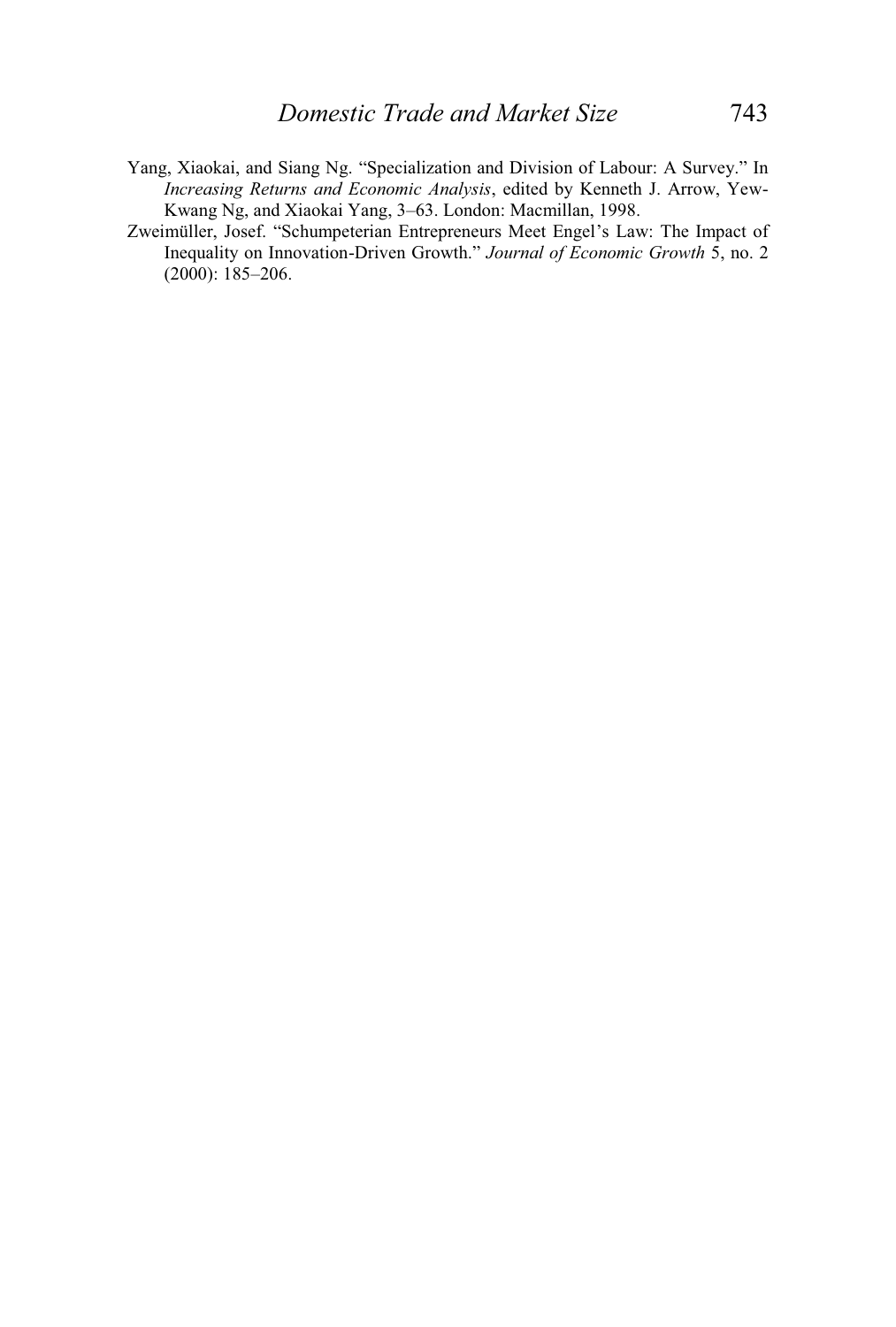Yang, Xiaokai, and Siang Ng. "Specialization and Division of Labour: A Survey." In *Increasing Returns and Economic Analysis*, edited by Kenneth J. Arrow, Yew-Kwang Ng, and Xiaokai Yang, 3–63. London: Macmillan, 1998.

Zweimüller, Josef. "Schumpeterian Entrepreneurs Meet Engel's Law: The Impact of Inequality on Innovation-Driven Growth." *Journal of Economic Growth* 5, no. 2 (2000): 185–206.